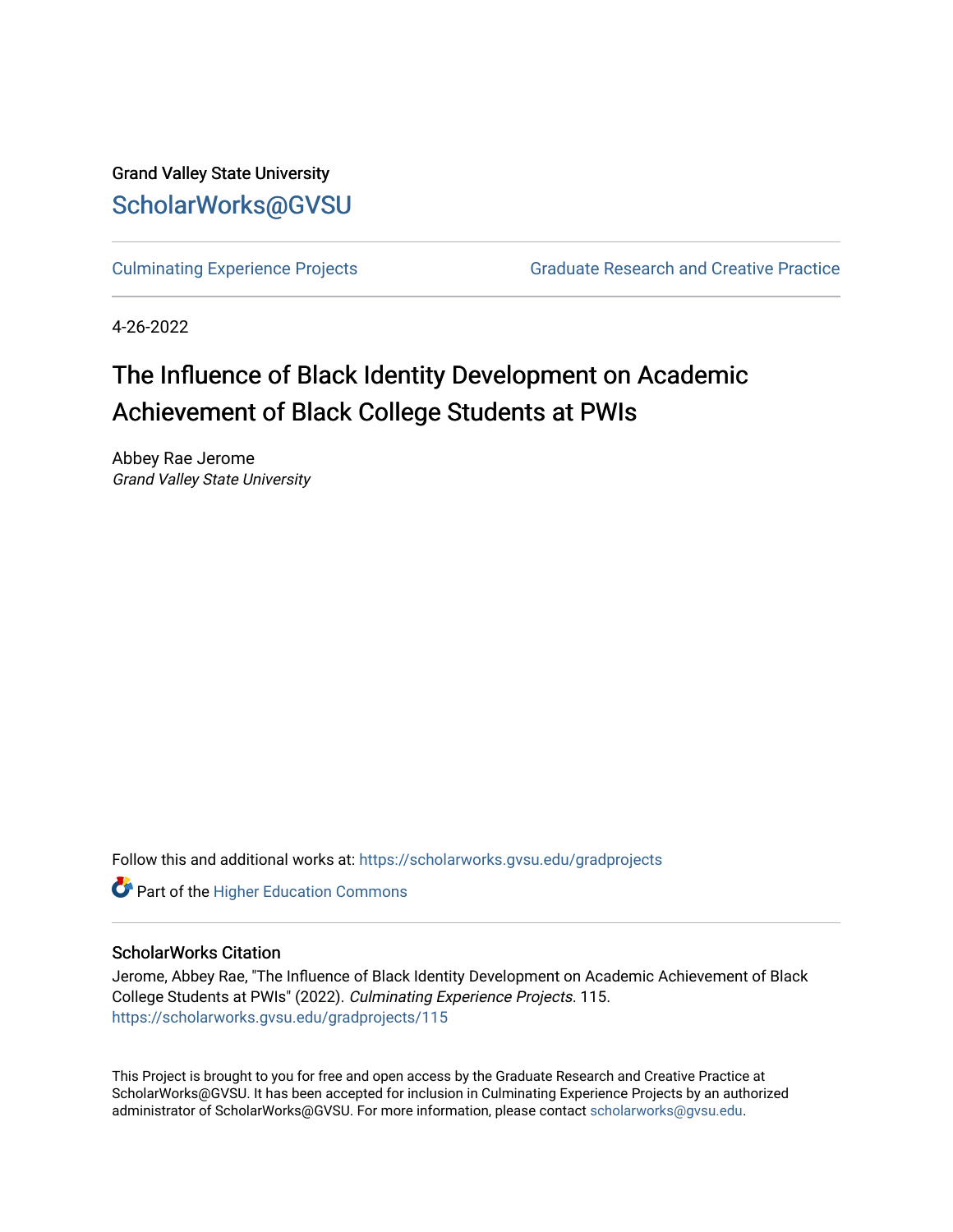Grand Valley State University

ScholarWorks@GVSU

Culminating Experience Projects

Graduate Research and Creative Practice

4-26-2022

# The Influence of Black Identity Development on Academic Achievement of Black College Students at PWIs

Abbey Rae Jerome
*Grand Valley State University*

Follow this and additional works at: https://scholarworks.gvsu.edu/gradprojects

Part of the Higher Education Commons

## ScholarWorks Citation

Jerome, Abbey Rae, "The Influence of Black Identity Development on Academic Achievement of Black College Students at PWIs" (2022). *Culminating Experience Projects*. 115.
https://scholarworks.gvsu.edu/gradprojects/115

This Project is brought to you for free and open access by the Graduate Research and Creative Practice at ScholarWorks@GVSU. It has been accepted for inclusion in Culminating Experience Projects by an authorized administrator of ScholarWorks@GVSU. For more information, please contact scholarworks@gvsu.edu.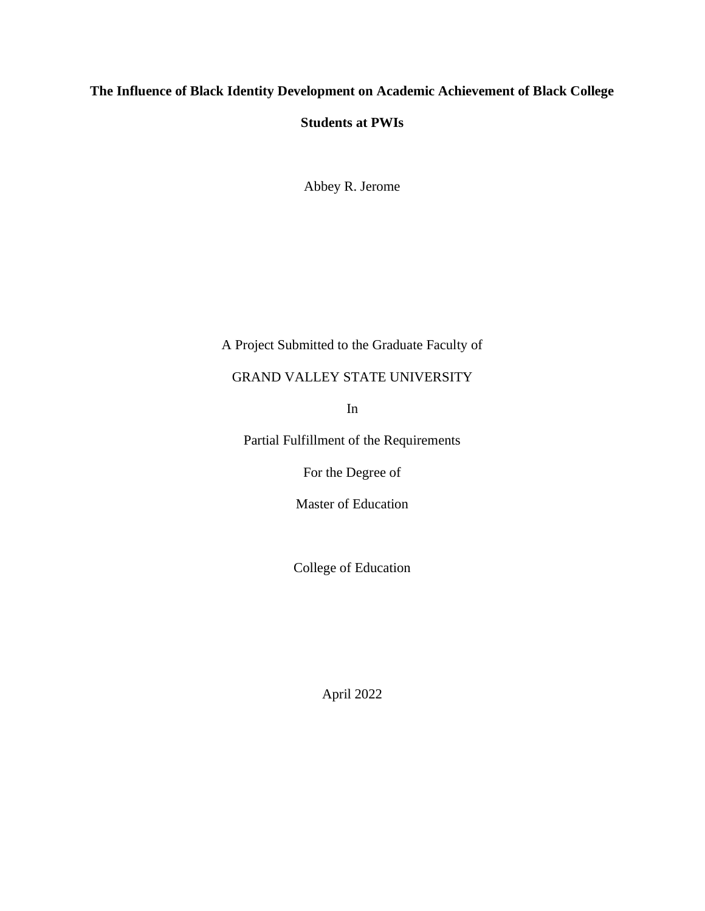**The Influence of Black Identity Development on Academic Achievement of Black College Students at PWIs**

Abbey R. Jerome

A Project Submitted to the Graduate Faculty of

GRAND VALLEY STATE UNIVERSITY

In

Partial Fulfillment of the Requirements

For the Degree of

Master of Education

College of Education

April 2022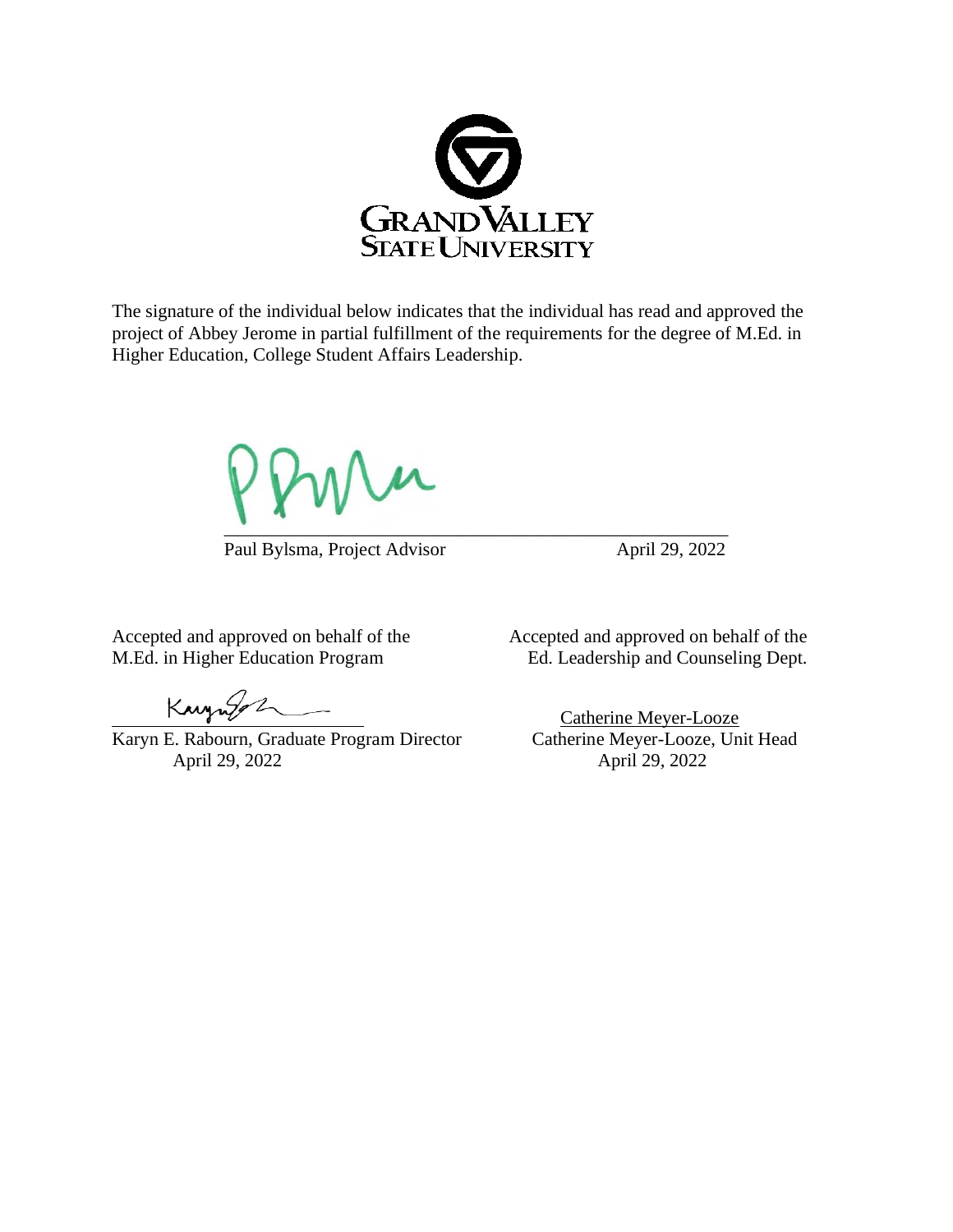GRAND VALLEY STATE UNIVERSITY

The signature of the individual below indicates that the individual has read and approved the project of Abbey Jerome in partial fulfillment of the requirements for the degree of M.Ed. in Higher Education, College Student Affairs Leadership.

\_\_\_\_\_\_\_\_\_\_\_\_\_\_\_\_\_\_\_\_\_\_\_\_\_\_\_\_\_\_\_\_\_\_\_\_\_\_\_\_\_\_\_\_\_\_\_\_\_\_

Paul Bylsma, Project Advisor April 29, 2022

Accepted and approved on behalf of the M.Ed. in Higher Education Program

\_\_\_\_\_\_\_\_\_\_\_\_\_\_\_\_\_\_\_\_\_\_\_\_\_\_\_\_

Karyn E. Rabourn, Graduate Program Director
April 29, 2022

Accepted and approved on behalf of the Ed. Leadership and Counseling Dept.

Catherine Meyer-Looze

Catherine Meyer-Looze, Unit Head
April 29, 2022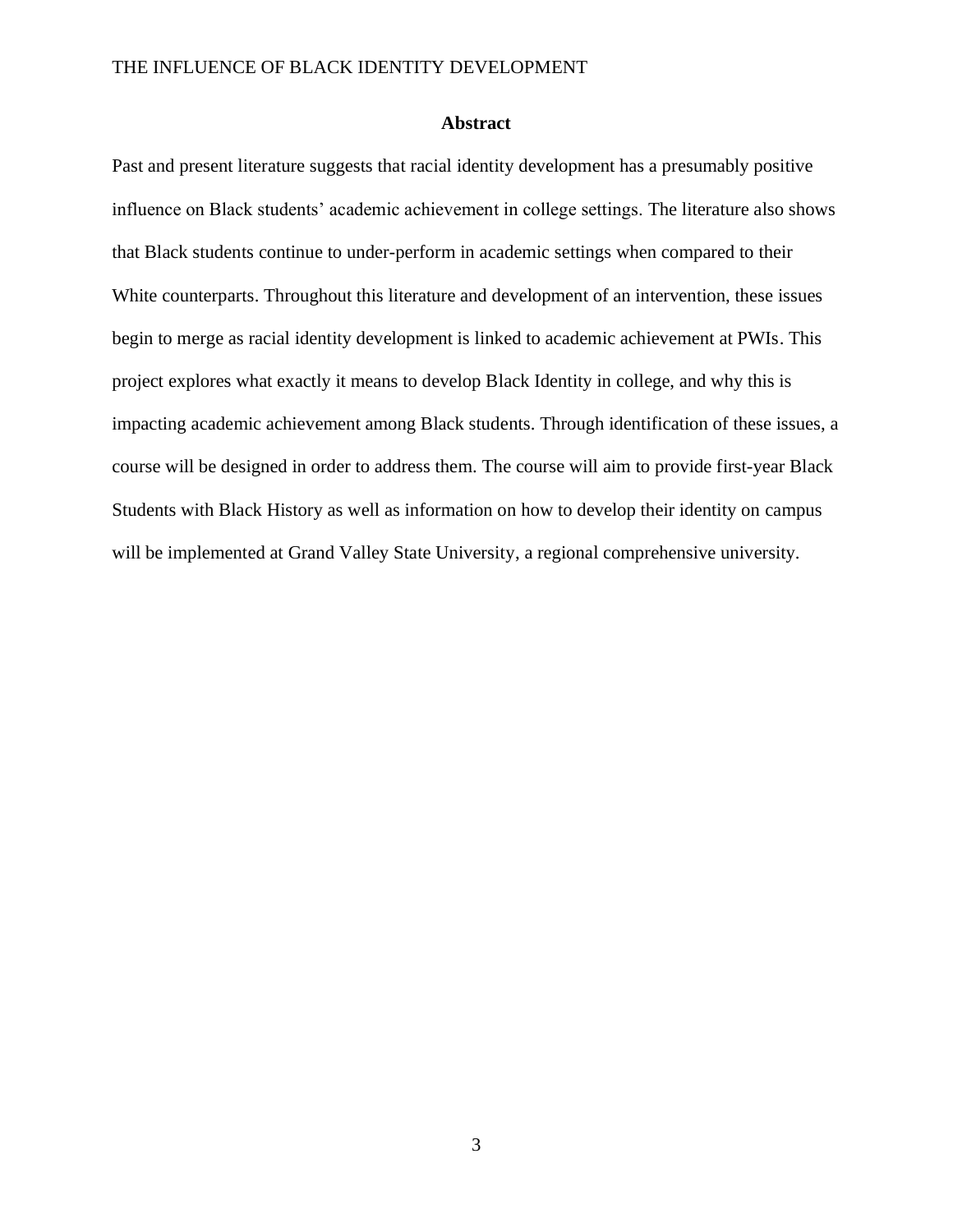## Abstract

Past and present literature suggests that racial identity development has a presumably positive influence on Black students' academic achievement in college settings. The literature also shows that Black students continue to under-perform in academic settings when compared to their White counterparts. Throughout this literature and development of an intervention, these issues begin to merge as racial identity development is linked to academic achievement at PWIs. This project explores what exactly it means to develop Black Identity in college, and why this is impacting academic achievement among Black students. Through identification of these issues, a course will be designed in order to address them. The course will aim to provide first-year Black Students with Black History as well as information on how to develop their identity on campus will be implemented at Grand Valley State University, a regional comprehensive university.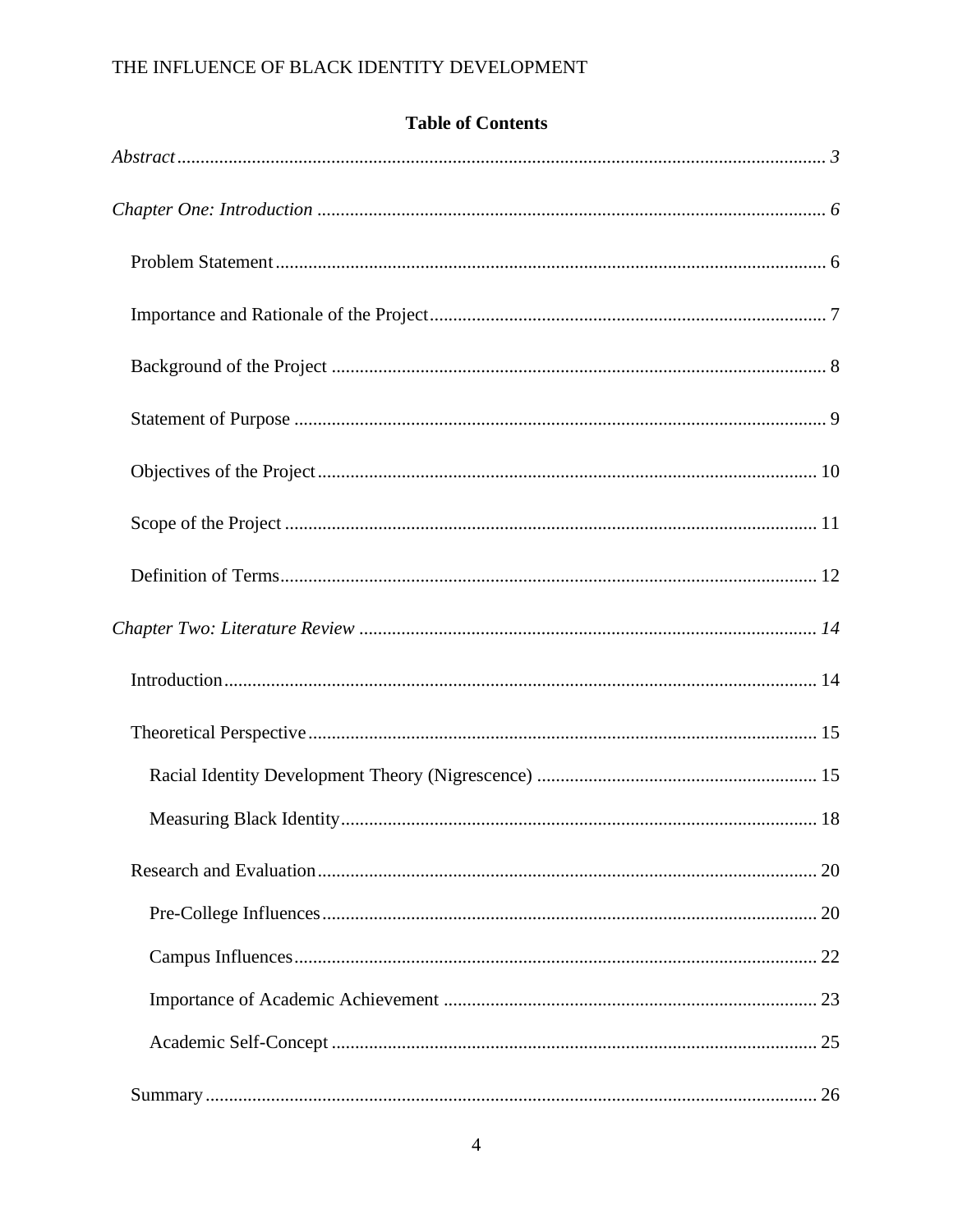**Table of Contents**

*Abstract* ........................................................................................................................ *3*

*Chapter One: Introduction* ........................................................................................... *6*

- Problem Statement ................................................................................................... 6
- Importance and Rationale of the Project .................................................................. 7
- Background of the Project ........................................................................................ 8
- Statement of Purpose ................................................................................................ 9
- Objectives of the Project ......................................................................................... 10
- Scope of the Project ................................................................................................ 11
- Definition of Terms ................................................................................................. 12

*Chapter Two: Literature Review* ................................................................................ *14*

- Introduction ............................................................................................................. 14
- Theoretical Perspective ........................................................................................... 15
  - Racial Identity Development Theory (Nigrescence) ........................................... 15
  - Measuring Black Identity ..................................................................................... 18
- Research and Evaluation ......................................................................................... 20
  - Pre-College Influences ......................................................................................... 20
  - Campus Influences ............................................................................................... 22
  - Importance of Academic Achievement ............................................................... 23
  - Academic Self-Concept ....................................................................................... 25
- Summary .................................................................................................................. 26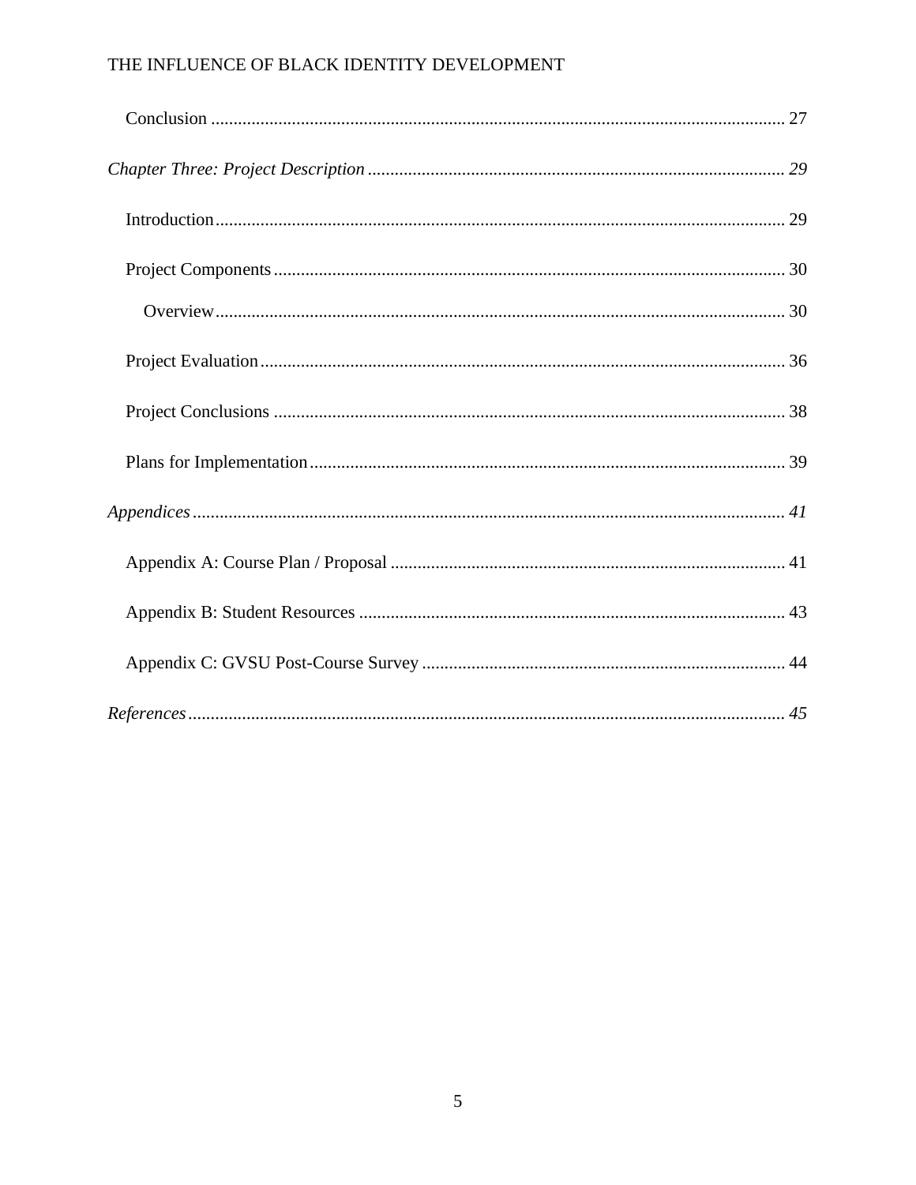Conclusion ........................................................................................................................ 27

*Chapter Three: Project Description* ........................................................................................ *29*

Introduction........................................................................................................................ 29

Project Components ........................................................................................................... 30

Overview........................................................................................................................ 30

Project Evaluation.............................................................................................................. 36

Project Conclusions ........................................................................................................... 38

Plans for Implementation................................................................................................... 39

*Appendices* ............................................................................................................................ *41*

Appendix A: Course Plan / Proposal ................................................................................ 41

Appendix B: Student Resources ........................................................................................ 43

Appendix C: GVSU Post-Course Survey .......................................................................... 44

*References* ............................................................................................................................. *45*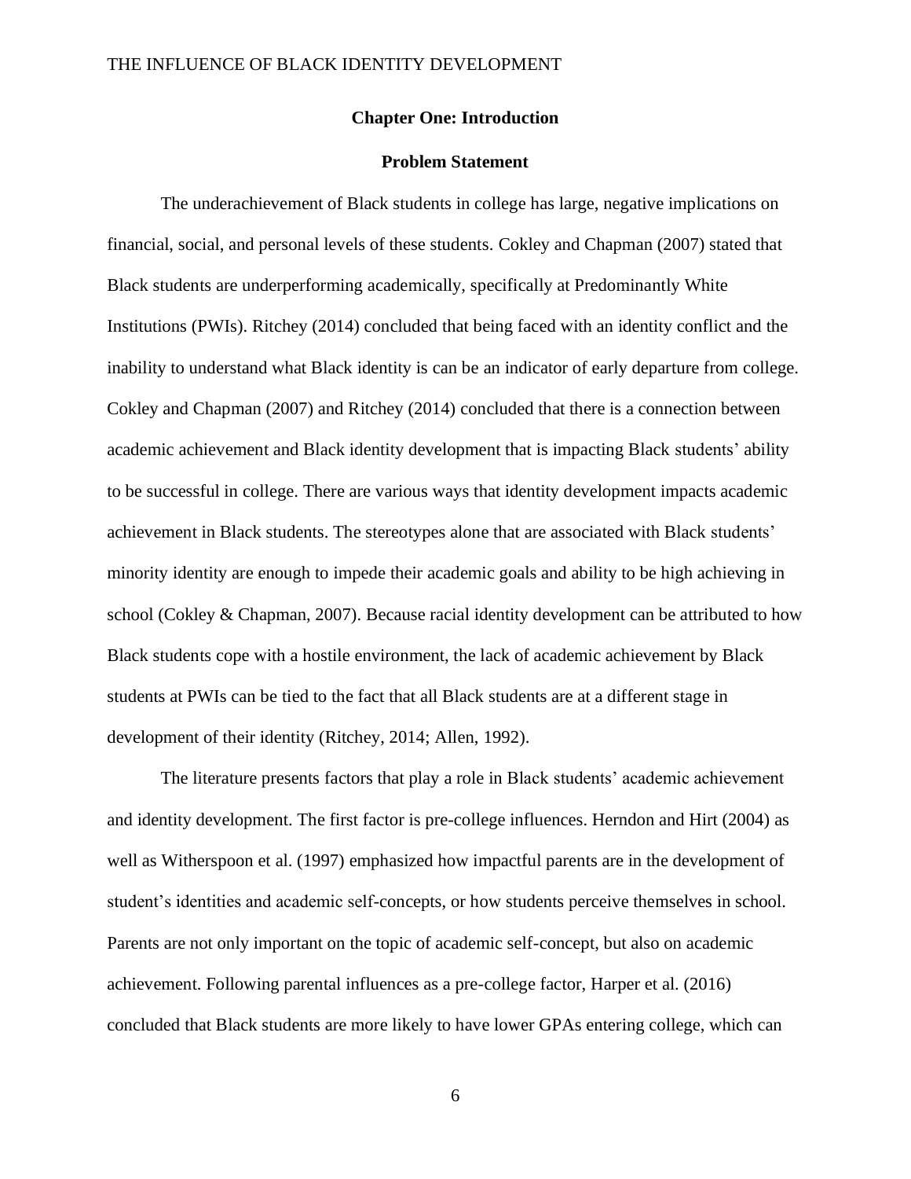# Chapter One: Introduction

## Problem Statement

The underachievement of Black students in college has large, negative implications on financial, social, and personal levels of these students. Cokley and Chapman (2007) stated that Black students are underperforming academically, specifically at Predominantly White Institutions (PWIs). Ritchey (2014) concluded that being faced with an identity conflict and the inability to understand what Black identity is can be an indicator of early departure from college. Cokley and Chapman (2007) and Ritchey (2014) concluded that there is a connection between academic achievement and Black identity development that is impacting Black students' ability to be successful in college. There are various ways that identity development impacts academic achievement in Black students. The stereotypes alone that are associated with Black students' minority identity are enough to impede their academic goals and ability to be high achieving in school (Cokley & Chapman, 2007). Because racial identity development can be attributed to how Black students cope with a hostile environment, the lack of academic achievement by Black students at PWIs can be tied to the fact that all Black students are at a different stage in development of their identity (Ritchey, 2014; Allen, 1992).

The literature presents factors that play a role in Black students' academic achievement and identity development. The first factor is pre-college influences. Herndon and Hirt (2004) as well as Witherspoon et al. (1997) emphasized how impactful parents are in the development of student's identities and academic self-concepts, or how students perceive themselves in school. Parents are not only important on the topic of academic self-concept, but also on academic achievement. Following parental influences as a pre-college factor, Harper et al. (2016) concluded that Black students are more likely to have lower GPAs entering college, which can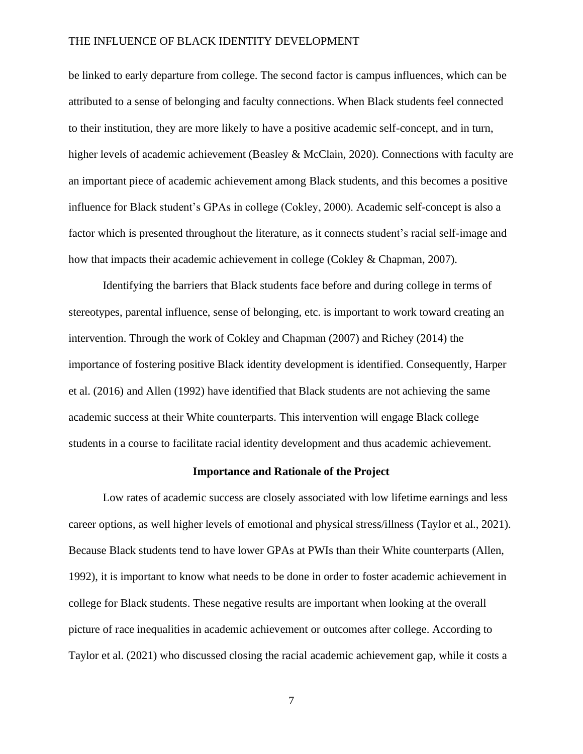be linked to early departure from college. The second factor is campus influences, which can be attributed to a sense of belonging and faculty connections. When Black students feel connected to their institution, they are more likely to have a positive academic self-concept, and in turn, higher levels of academic achievement (Beasley & McClain, 2020). Connections with faculty are an important piece of academic achievement among Black students, and this becomes a positive influence for Black student's GPAs in college (Cokley, 2000). Academic self-concept is also a factor which is presented throughout the literature, as it connects student's racial self-image and how that impacts their academic achievement in college (Cokley & Chapman, 2007).

Identifying the barriers that Black students face before and during college in terms of stereotypes, parental influence, sense of belonging, etc. is important to work toward creating an intervention. Through the work of Cokley and Chapman (2007) and Richey (2014) the importance of fostering positive Black identity development is identified. Consequently, Harper et al. (2016) and Allen (1992) have identified that Black students are not achieving the same academic success at their White counterparts. This intervention will engage Black college students in a course to facilitate racial identity development and thus academic achievement.

## Importance and Rationale of the Project

Low rates of academic success are closely associated with low lifetime earnings and less career options, as well higher levels of emotional and physical stress/illness (Taylor et al., 2021). Because Black students tend to have lower GPAs at PWIs than their White counterparts (Allen, 1992), it is important to know what needs to be done in order to foster academic achievement in college for Black students. These negative results are important when looking at the overall picture of race inequalities in academic achievement or outcomes after college. According to Taylor et al. (2021) who discussed closing the racial academic achievement gap, while it costs a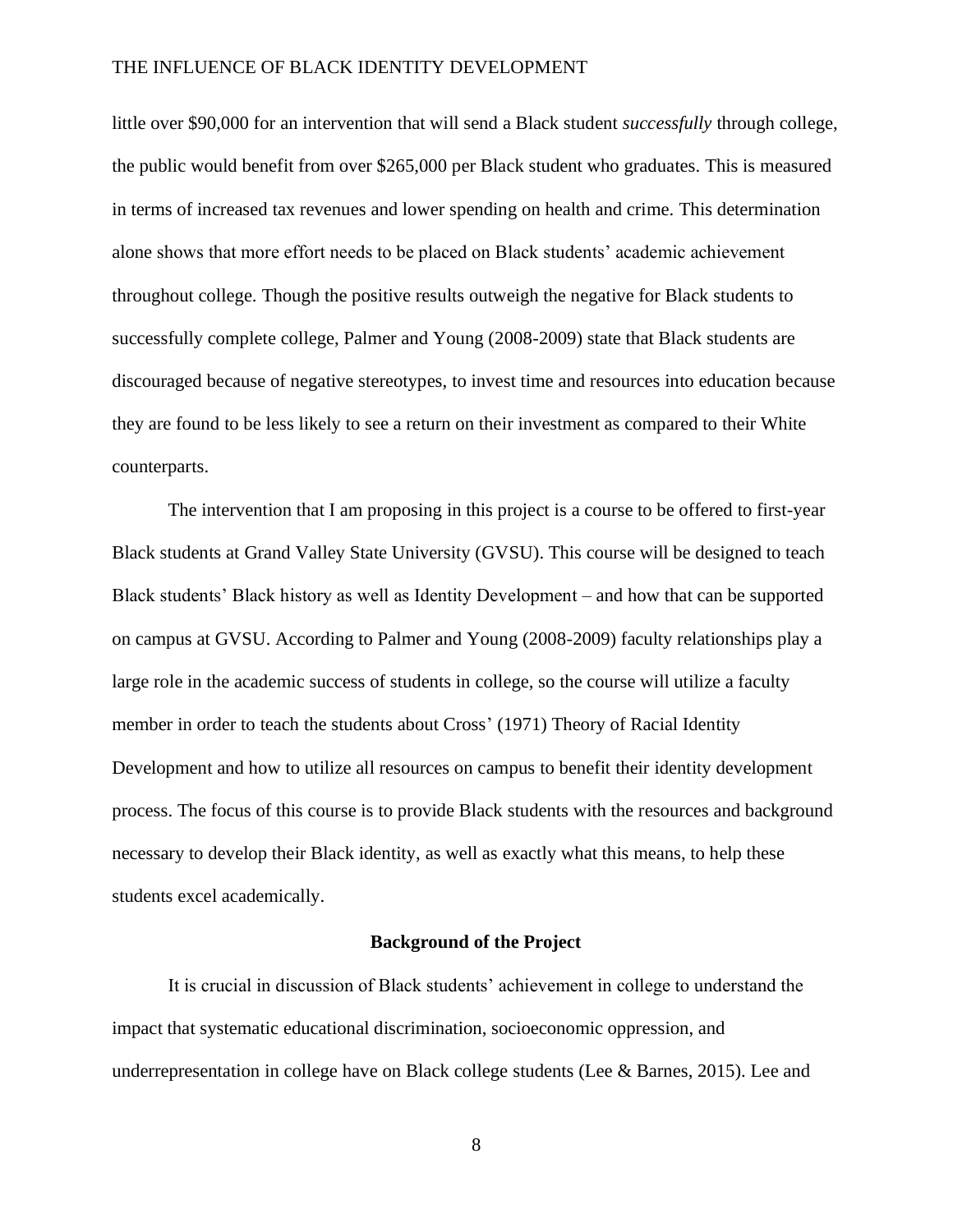little over $90,000 for an intervention that will send a Black student *successfully* through college, the public would benefit from over $265,000 per Black student who graduates. This is measured in terms of increased tax revenues and lower spending on health and crime. This determination alone shows that more effort needs to be placed on Black students' academic achievement throughout college. Though the positive results outweigh the negative for Black students to successfully complete college, Palmer and Young (2008-2009) state that Black students are discouraged because of negative stereotypes, to invest time and resources into education because they are found to be less likely to see a return on their investment as compared to their White counterparts.

The intervention that I am proposing in this project is a course to be offered to first-year Black students at Grand Valley State University (GVSU). This course will be designed to teach Black students' Black history as well as Identity Development – and how that can be supported on campus at GVSU. According to Palmer and Young (2008-2009) faculty relationships play a large role in the academic success of students in college, so the course will utilize a faculty member in order to teach the students about Cross' (1971) Theory of Racial Identity Development and how to utilize all resources on campus to benefit their identity development process. The focus of this course is to provide Black students with the resources and background necessary to develop their Black identity, as well as exactly what this means, to help these students excel academically.

## Background of the Project

It is crucial in discussion of Black students' achievement in college to understand the impact that systematic educational discrimination, socioeconomic oppression, and underrepresentation in college have on Black college students (Lee & Barnes, 2015). Lee and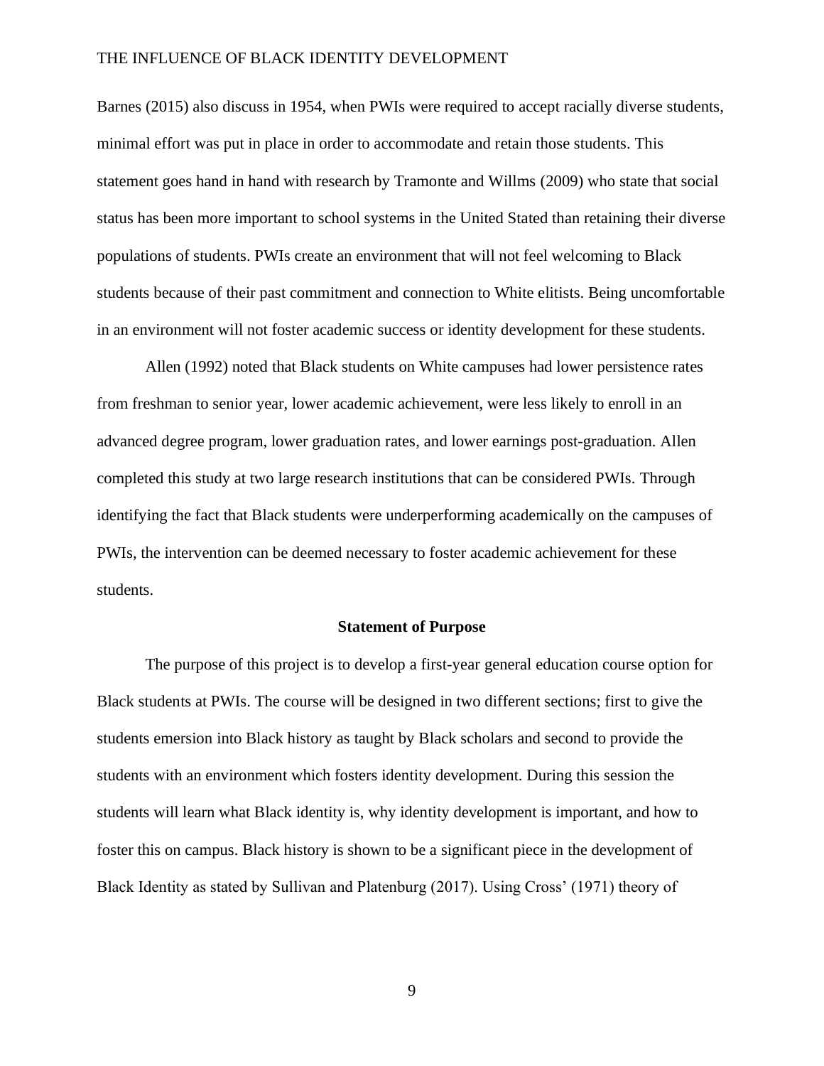Barnes (2015) also discuss in 1954, when PWIs were required to accept racially diverse students, minimal effort was put in place in order to accommodate and retain those students. This statement goes hand in hand with research by Tramonte and Willms (2009) who state that social status has been more important to school systems in the United Stated than retaining their diverse populations of students. PWIs create an environment that will not feel welcoming to Black students because of their past commitment and connection to White elitists. Being uncomfortable in an environment will not foster academic success or identity development for these students.

Allen (1992) noted that Black students on White campuses had lower persistence rates from freshman to senior year, lower academic achievement, were less likely to enroll in an advanced degree program, lower graduation rates, and lower earnings post-graduation. Allen completed this study at two large research institutions that can be considered PWIs. Through identifying the fact that Black students were underperforming academically on the campuses of PWIs, the intervention can be deemed necessary to foster academic achievement for these students.

## Statement of Purpose

The purpose of this project is to develop a first-year general education course option for Black students at PWIs. The course will be designed in two different sections; first to give the students emersion into Black history as taught by Black scholars and second to provide the students with an environment which fosters identity development. During this session the students will learn what Black identity is, why identity development is important, and how to foster this on campus. Black history is shown to be a significant piece in the development of Black Identity as stated by Sullivan and Platenburg (2017). Using Cross' (1971) theory of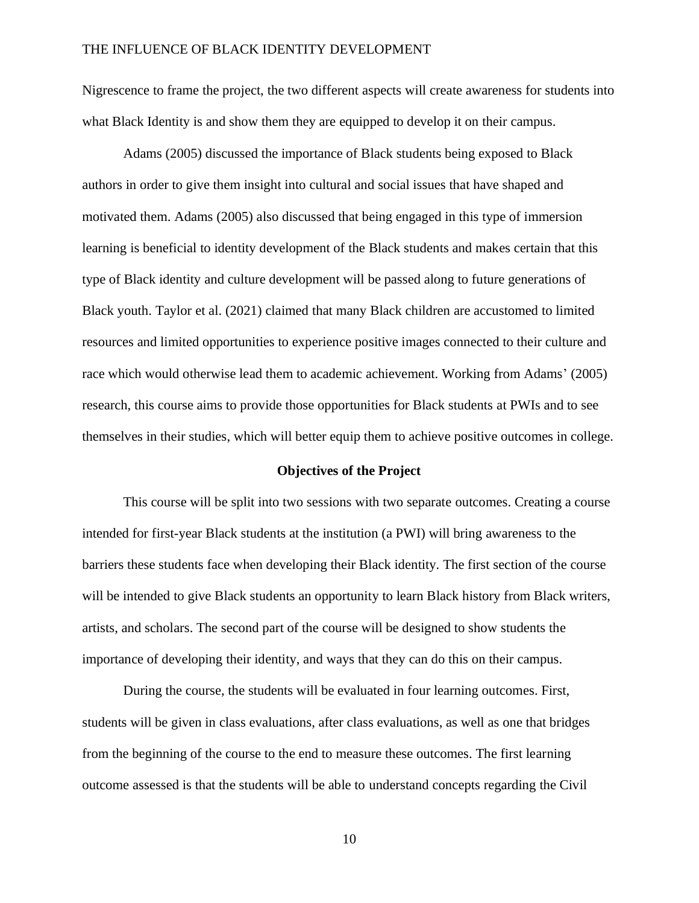Nigrescence to frame the project, the two different aspects will create awareness for students into what Black Identity is and show them they are equipped to develop it on their campus.

Adams (2005) discussed the importance of Black students being exposed to Black authors in order to give them insight into cultural and social issues that have shaped and motivated them. Adams (2005) also discussed that being engaged in this type of immersion learning is beneficial to identity development of the Black students and makes certain that this type of Black identity and culture development will be passed along to future generations of Black youth. Taylor et al. (2021) claimed that many Black children are accustomed to limited resources and limited opportunities to experience positive images connected to their culture and race which would otherwise lead them to academic achievement. Working from Adams' (2005) research, this course aims to provide those opportunities for Black students at PWIs and to see themselves in their studies, which will better equip them to achieve positive outcomes in college.

## Objectives of the Project

This course will be split into two sessions with two separate outcomes. Creating a course intended for first-year Black students at the institution (a PWI) will bring awareness to the barriers these students face when developing their Black identity. The first section of the course will be intended to give Black students an opportunity to learn Black history from Black writers, artists, and scholars. The second part of the course will be designed to show students the importance of developing their identity, and ways that they can do this on their campus.

During the course, the students will be evaluated in four learning outcomes. First, students will be given in class evaluations, after class evaluations, as well as one that bridges from the beginning of the course to the end to measure these outcomes. The first learning outcome assessed is that the students will be able to understand concepts regarding the Civil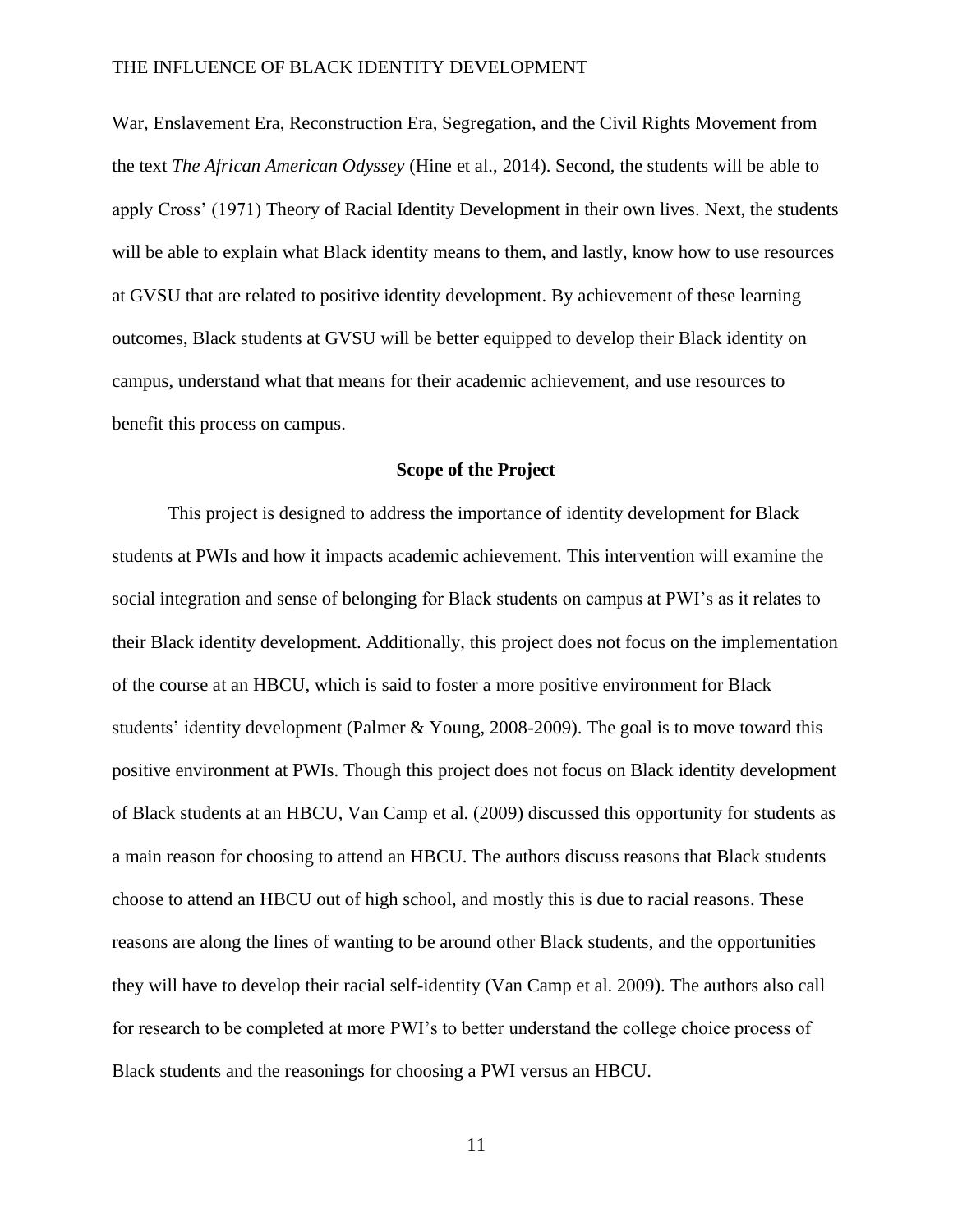War, Enslavement Era, Reconstruction Era, Segregation, and the Civil Rights Movement from the text *The African American Odyssey* (Hine et al., 2014). Second, the students will be able to apply Cross' (1971) Theory of Racial Identity Development in their own lives. Next, the students will be able to explain what Black identity means to them, and lastly, know how to use resources at GVSU that are related to positive identity development. By achievement of these learning outcomes, Black students at GVSU will be better equipped to develop their Black identity on campus, understand what that means for their academic achievement, and use resources to benefit this process on campus.

## Scope of the Project

This project is designed to address the importance of identity development for Black students at PWIs and how it impacts academic achievement. This intervention will examine the social integration and sense of belonging for Black students on campus at PWI's as it relates to their Black identity development. Additionally, this project does not focus on the implementation of the course at an HBCU, which is said to foster a more positive environment for Black students' identity development (Palmer & Young, 2008-2009). The goal is to move toward this positive environment at PWIs. Though this project does not focus on Black identity development of Black students at an HBCU, Van Camp et al. (2009) discussed this opportunity for students as a main reason for choosing to attend an HBCU. The authors discuss reasons that Black students choose to attend an HBCU out of high school, and mostly this is due to racial reasons. These reasons are along the lines of wanting to be around other Black students, and the opportunities they will have to develop their racial self-identity (Van Camp et al. 2009). The authors also call for research to be completed at more PWI's to better understand the college choice process of Black students and the reasonings for choosing a PWI versus an HBCU.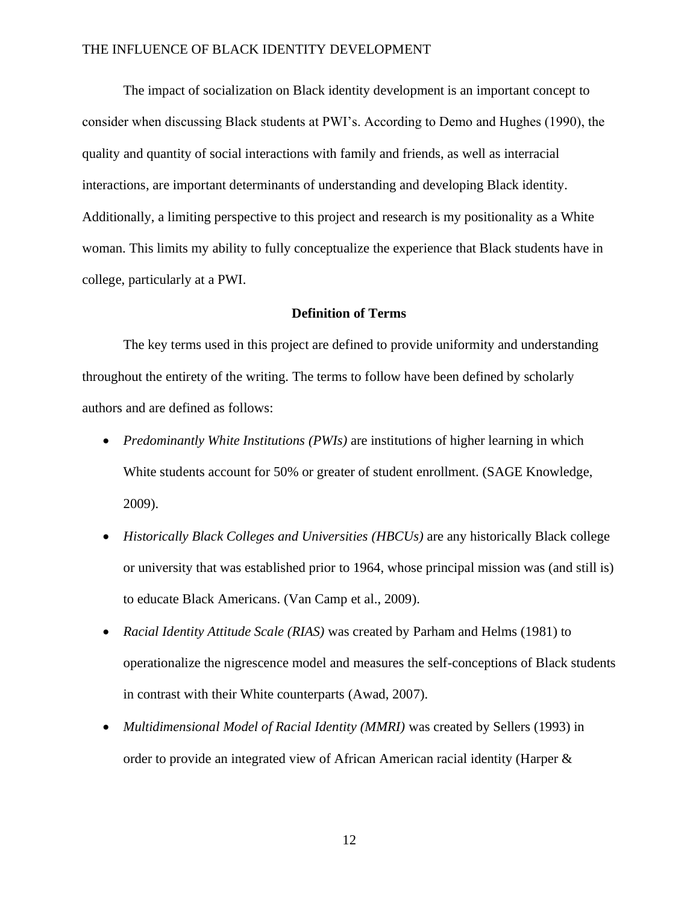The impact of socialization on Black identity development is an important concept to consider when discussing Black students at PWI's. According to Demo and Hughes (1990), the quality and quantity of social interactions with family and friends, as well as interracial interactions, are important determinants of understanding and developing Black identity. Additionally, a limiting perspective to this project and research is my positionality as a White woman. This limits my ability to fully conceptualize the experience that Black students have in college, particularly at a PWI.

## Definition of Terms

The key terms used in this project are defined to provide uniformity and understanding throughout the entirety of the writing. The terms to follow have been defined by scholarly authors and are defined as follows:

- *Predominantly White Institutions (PWIs)* are institutions of higher learning in which White students account for 50% or greater of student enrollment. (SAGE Knowledge, 2009).
- *Historically Black Colleges and Universities (HBCUs)* are any historically Black college or university that was established prior to 1964, whose principal mission was (and still is) to educate Black Americans. (Van Camp et al., 2009).
- *Racial Identity Attitude Scale (RIAS)* was created by Parham and Helms (1981) to operationalize the nigrescence model and measures the self-conceptions of Black students in contrast with their White counterparts (Awad, 2007).
- *Multidimensional Model of Racial Identity (MMRI)* was created by Sellers (1993) in order to provide an integrated view of African American racial identity (Harper &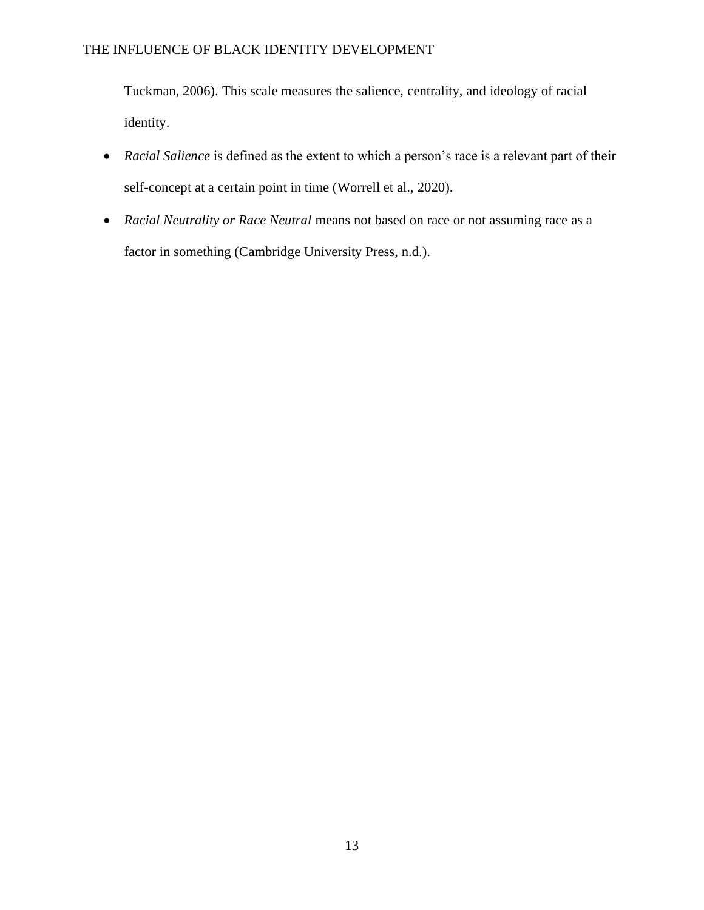Tuckman, 2006). This scale measures the salience, centrality, and ideology of racial identity.

- *Racial Salience* is defined as the extent to which a person's race is a relevant part of their self-concept at a certain point in time (Worrell et al., 2020).
- *Racial Neutrality or Race Neutral* means not based on race or not assuming race as a factor in something (Cambridge University Press, n.d.).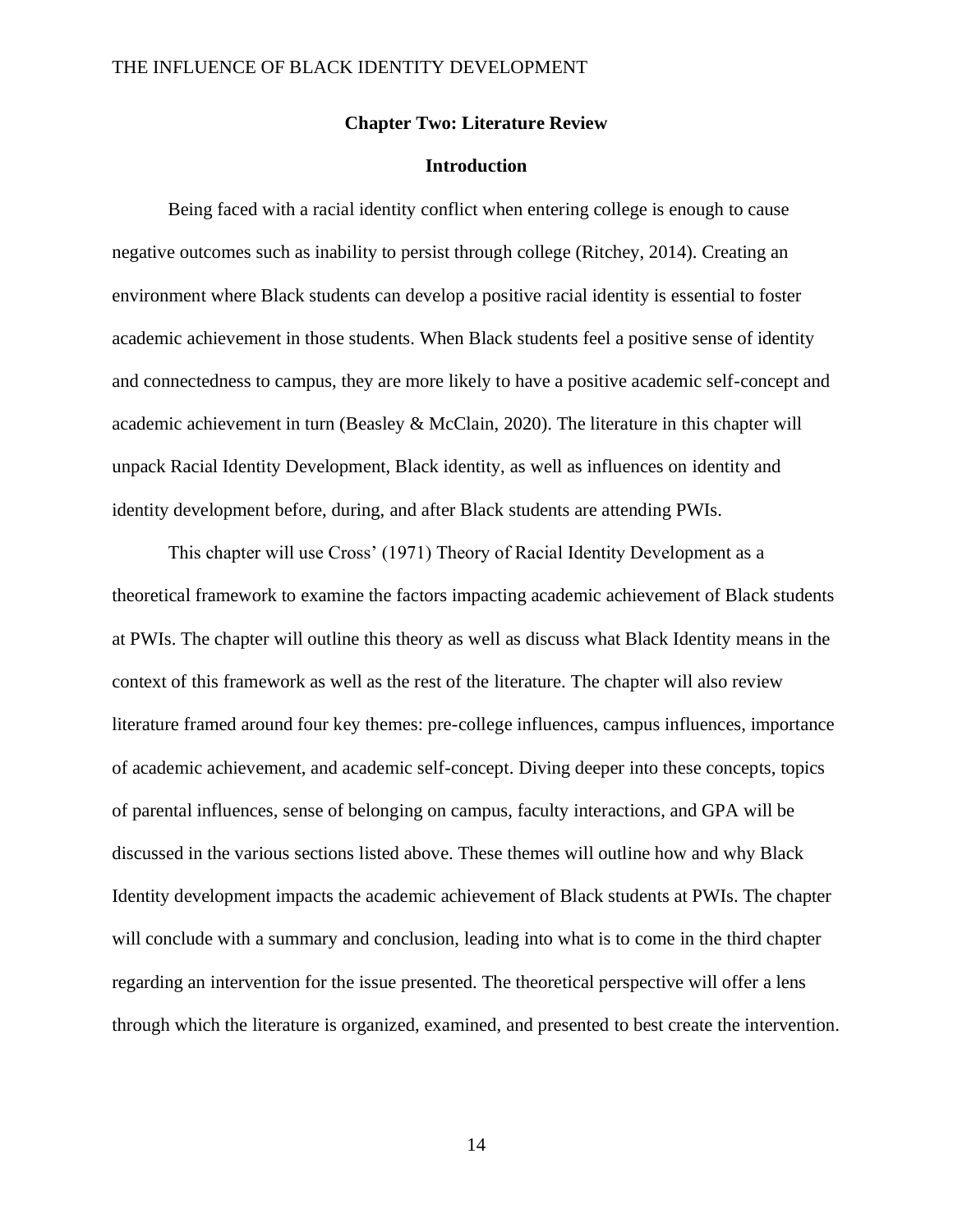## Chapter Two: Literature Review

### Introduction

Being faced with a racial identity conflict when entering college is enough to cause negative outcomes such as inability to persist through college (Ritchey, 2014). Creating an environment where Black students can develop a positive racial identity is essential to foster academic achievement in those students. When Black students feel a positive sense of identity and connectedness to campus, they are more likely to have a positive academic self-concept and academic achievement in turn (Beasley & McClain, 2020). The literature in this chapter will unpack Racial Identity Development, Black identity, as well as influences on identity and identity development before, during, and after Black students are attending PWIs.

This chapter will use Cross' (1971) Theory of Racial Identity Development as a theoretical framework to examine the factors impacting academic achievement of Black students at PWIs. The chapter will outline this theory as well as discuss what Black Identity means in the context of this framework as well as the rest of the literature. The chapter will also review literature framed around four key themes: pre-college influences, campus influences, importance of academic achievement, and academic self-concept. Diving deeper into these concepts, topics of parental influences, sense of belonging on campus, faculty interactions, and GPA will be discussed in the various sections listed above. These themes will outline how and why Black Identity development impacts the academic achievement of Black students at PWIs. The chapter will conclude with a summary and conclusion, leading into what is to come in the third chapter regarding an intervention for the issue presented. The theoretical perspective will offer a lens through which the literature is organized, examined, and presented to best create the intervention.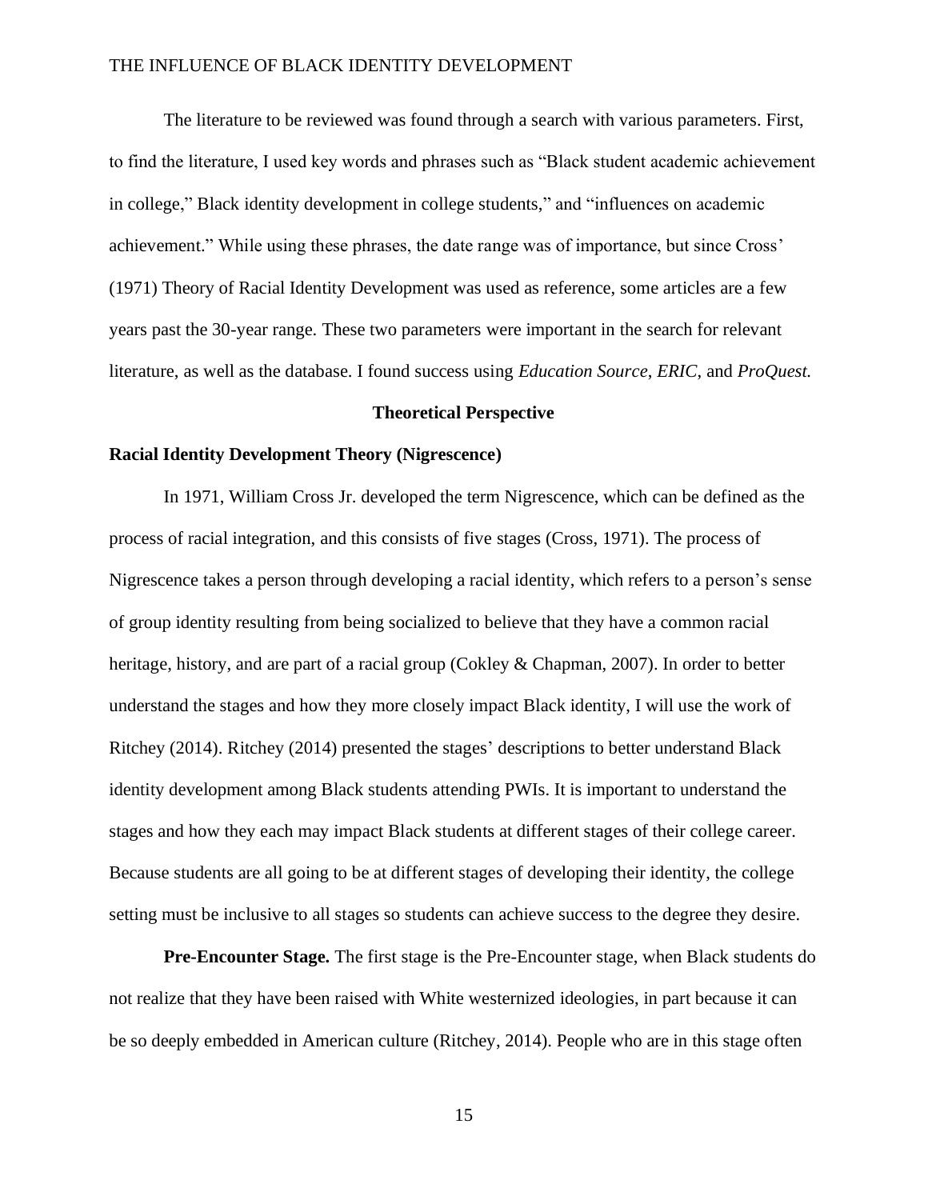The literature to be reviewed was found through a search with various parameters. First, to find the literature, I used key words and phrases such as "Black student academic achievement in college," Black identity development in college students," and "influences on academic achievement." While using these phrases, the date range was of importance, but since Cross' (1971) Theory of Racial Identity Development was used as reference, some articles are a few years past the 30-year range. These two parameters were important in the search for relevant literature, as well as the database. I found success using *Education Source*, *ERIC*, and *ProQuest.*

## Theoretical Perspective

### Racial Identity Development Theory (Nigrescence)

In 1971, William Cross Jr. developed the term Nigrescence, which can be defined as the process of racial integration, and this consists of five stages (Cross, 1971). The process of Nigrescence takes a person through developing a racial identity, which refers to a person's sense of group identity resulting from being socialized to believe that they have a common racial heritage, history, and are part of a racial group (Cokley & Chapman, 2007). In order to better understand the stages and how they more closely impact Black identity, I will use the work of Ritchey (2014). Ritchey (2014) presented the stages' descriptions to better understand Black identity development among Black students attending PWIs. It is important to understand the stages and how they each may impact Black students at different stages of their college career. Because students are all going to be at different stages of developing their identity, the college setting must be inclusive to all stages so students can achieve success to the degree they desire.

**Pre-Encounter Stage.** The first stage is the Pre-Encounter stage, when Black students do not realize that they have been raised with White westernized ideologies, in part because it can be so deeply embedded in American culture (Ritchey, 2014). People who are in this stage often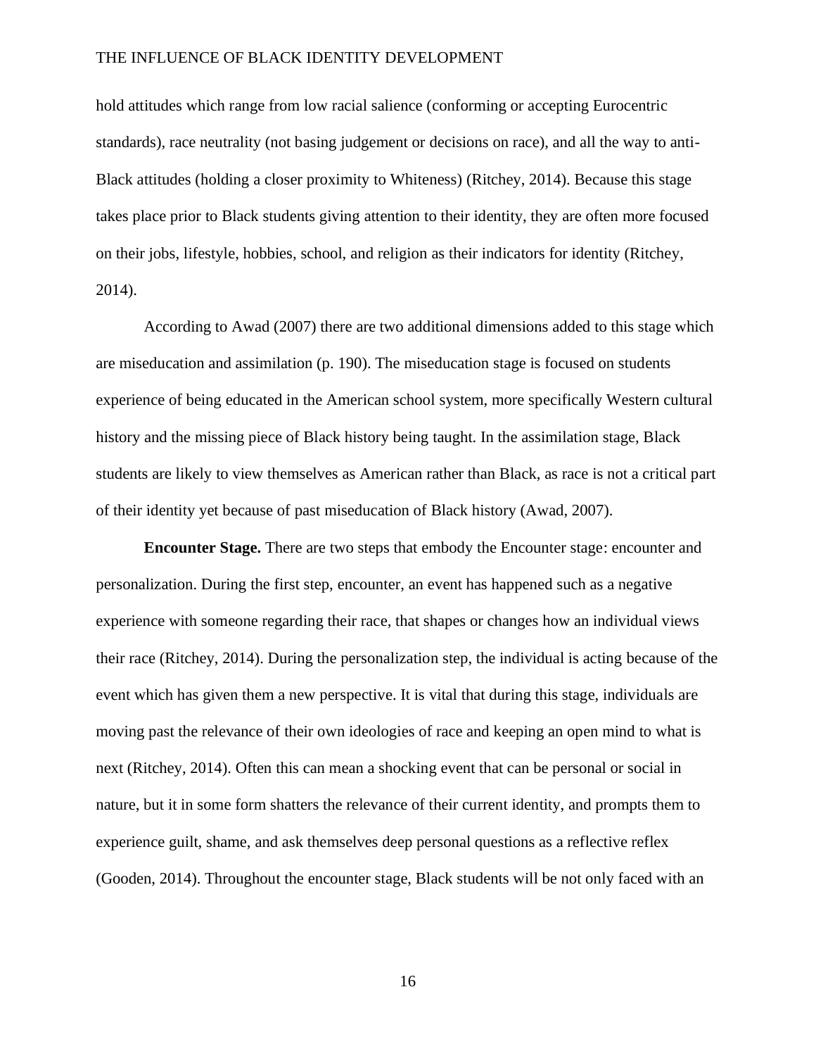hold attitudes which range from low racial salience (conforming or accepting Eurocentric standards), race neutrality (not basing judgement or decisions on race), and all the way to anti-Black attitudes (holding a closer proximity to Whiteness) (Ritchey, 2014). Because this stage takes place prior to Black students giving attention to their identity, they are often more focused on their jobs, lifestyle, hobbies, school, and religion as their indicators for identity (Ritchey, 2014).

According to Awad (2007) there are two additional dimensions added to this stage which are miseducation and assimilation (p. 190). The miseducation stage is focused on students experience of being educated in the American school system, more specifically Western cultural history and the missing piece of Black history being taught. In the assimilation stage, Black students are likely to view themselves as American rather than Black, as race is not a critical part of their identity yet because of past miseducation of Black history (Awad, 2007).

**Encounter Stage.** There are two steps that embody the Encounter stage: encounter and personalization. During the first step, encounter, an event has happened such as a negative experience with someone regarding their race, that shapes or changes how an individual views their race (Ritchey, 2014). During the personalization step, the individual is acting because of the event which has given them a new perspective. It is vital that during this stage, individuals are moving past the relevance of their own ideologies of race and keeping an open mind to what is next (Ritchey, 2014). Often this can mean a shocking event that can be personal or social in nature, but it in some form shatters the relevance of their current identity, and prompts them to experience guilt, shame, and ask themselves deep personal questions as a reflective reflex (Gooden, 2014). Throughout the encounter stage, Black students will be not only faced with an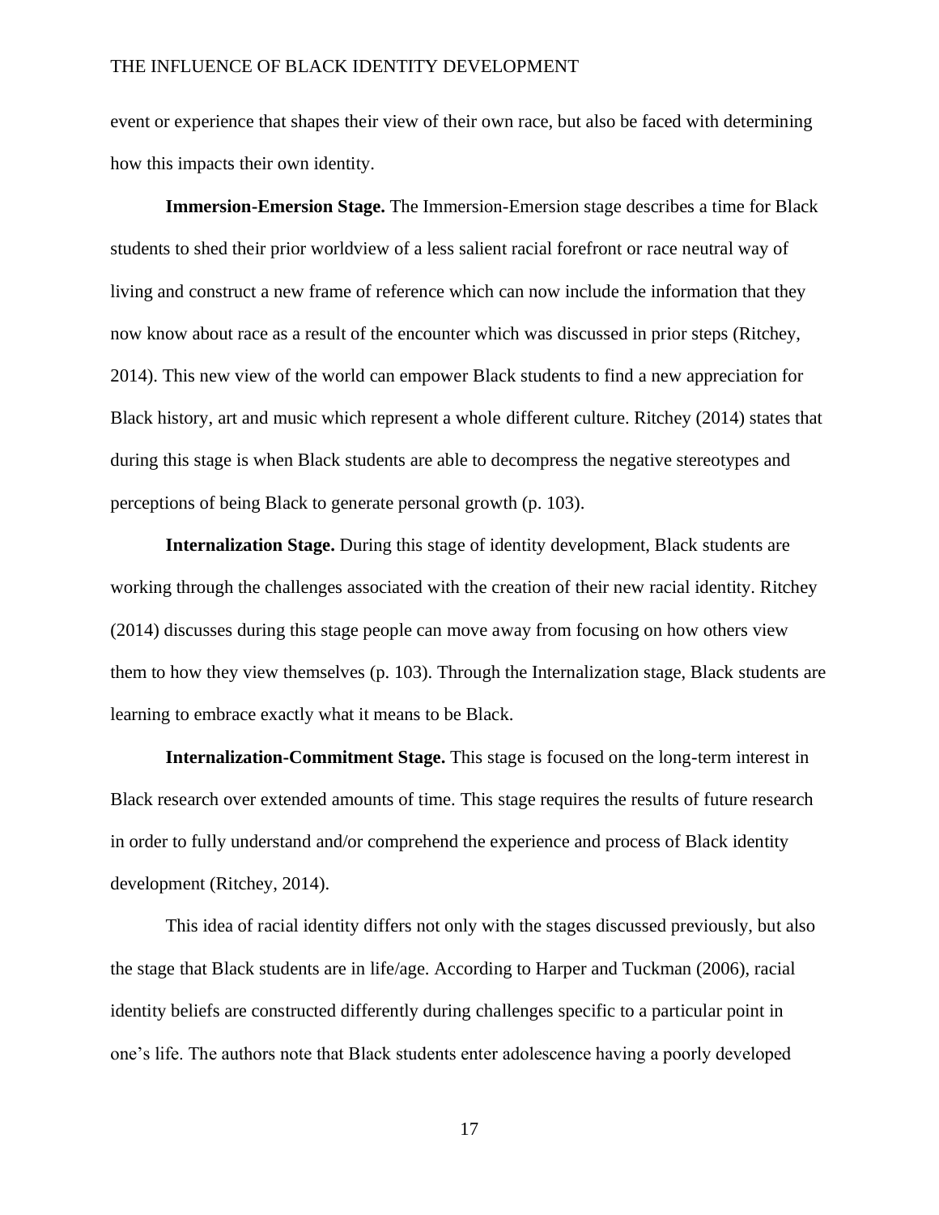event or experience that shapes their view of their own race, but also be faced with determining how this impacts their own identity.

**Immersion-Emersion Stage.** The Immersion-Emersion stage describes a time for Black students to shed their prior worldview of a less salient racial forefront or race neutral way of living and construct a new frame of reference which can now include the information that they now know about race as a result of the encounter which was discussed in prior steps (Ritchey, 2014). This new view of the world can empower Black students to find a new appreciation for Black history, art and music which represent a whole different culture. Ritchey (2014) states that during this stage is when Black students are able to decompress the negative stereotypes and perceptions of being Black to generate personal growth (p. 103).

**Internalization Stage.** During this stage of identity development, Black students are working through the challenges associated with the creation of their new racial identity. Ritchey (2014) discusses during this stage people can move away from focusing on how others view them to how they view themselves (p. 103). Through the Internalization stage, Black students are learning to embrace exactly what it means to be Black.

**Internalization-Commitment Stage.** This stage is focused on the long-term interest in Black research over extended amounts of time. This stage requires the results of future research in order to fully understand and/or comprehend the experience and process of Black identity development (Ritchey, 2014).

This idea of racial identity differs not only with the stages discussed previously, but also the stage that Black students are in life/age. According to Harper and Tuckman (2006), racial identity beliefs are constructed differently during challenges specific to a particular point in one's life. The authors note that Black students enter adolescence having a poorly developed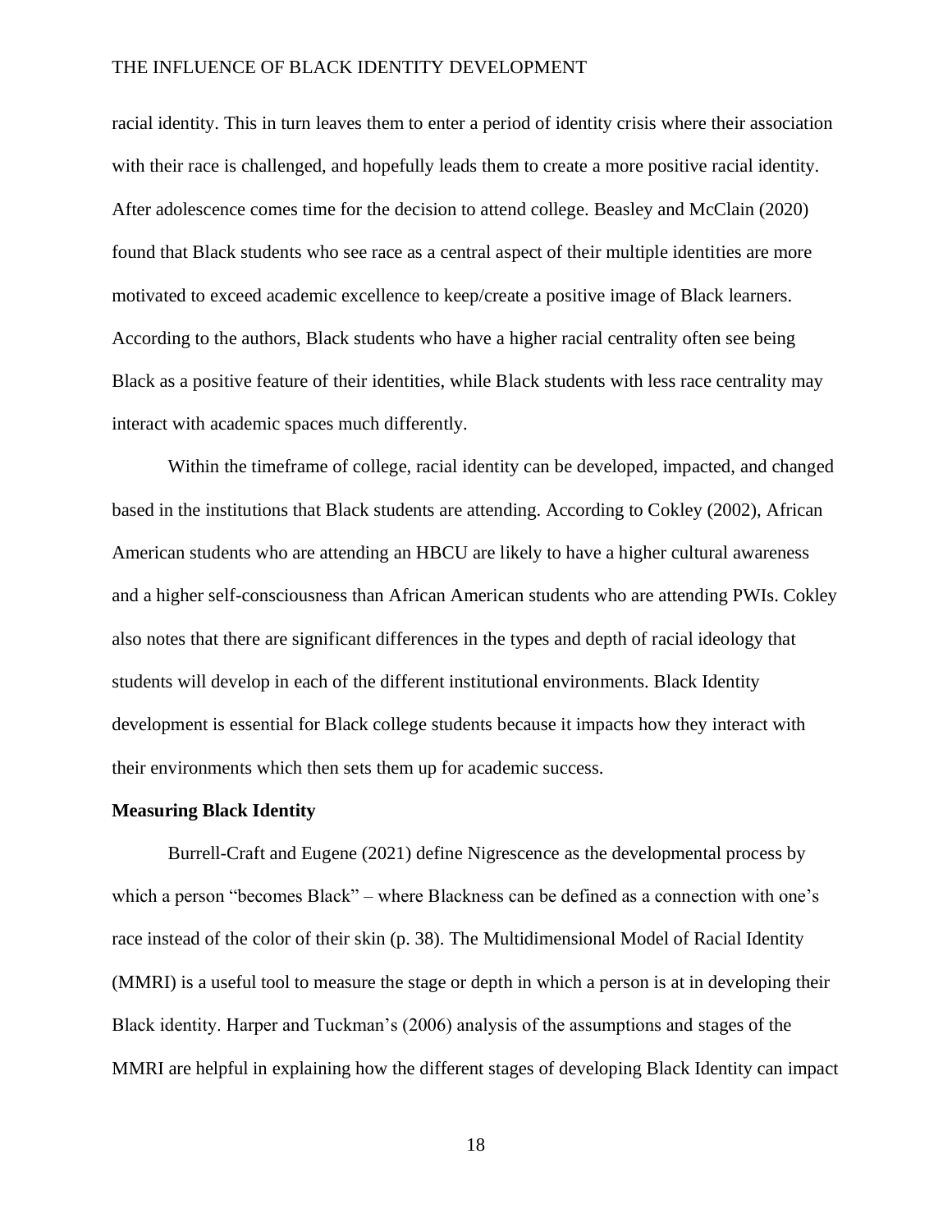racial identity. This in turn leaves them to enter a period of identity crisis where their association with their race is challenged, and hopefully leads them to create a more positive racial identity. After adolescence comes time for the decision to attend college. Beasley and McClain (2020) found that Black students who see race as a central aspect of their multiple identities are more motivated to exceed academic excellence to keep/create a positive image of Black learners. According to the authors, Black students who have a higher racial centrality often see being Black as a positive feature of their identities, while Black students with less race centrality may interact with academic spaces much differently.

Within the timeframe of college, racial identity can be developed, impacted, and changed based in the institutions that Black students are attending. According to Cokley (2002), African American students who are attending an HBCU are likely to have a higher cultural awareness and a higher self-consciousness than African American students who are attending PWIs. Cokley also notes that there are significant differences in the types and depth of racial ideology that students will develop in each of the different institutional environments. Black Identity development is essential for Black college students because it impacts how they interact with their environments which then sets them up for academic success.

**Measuring Black Identity**

Burrell-Craft and Eugene (2021) define Nigrescence as the developmental process by which a person "becomes Black" – where Blackness can be defined as a connection with one's race instead of the color of their skin (p. 38). The Multidimensional Model of Racial Identity (MMRI) is a useful tool to measure the stage or depth in which a person is at in developing their Black identity. Harper and Tuckman's (2006) analysis of the assumptions and stages of the MMRI are helpful in explaining how the different stages of developing Black Identity can impact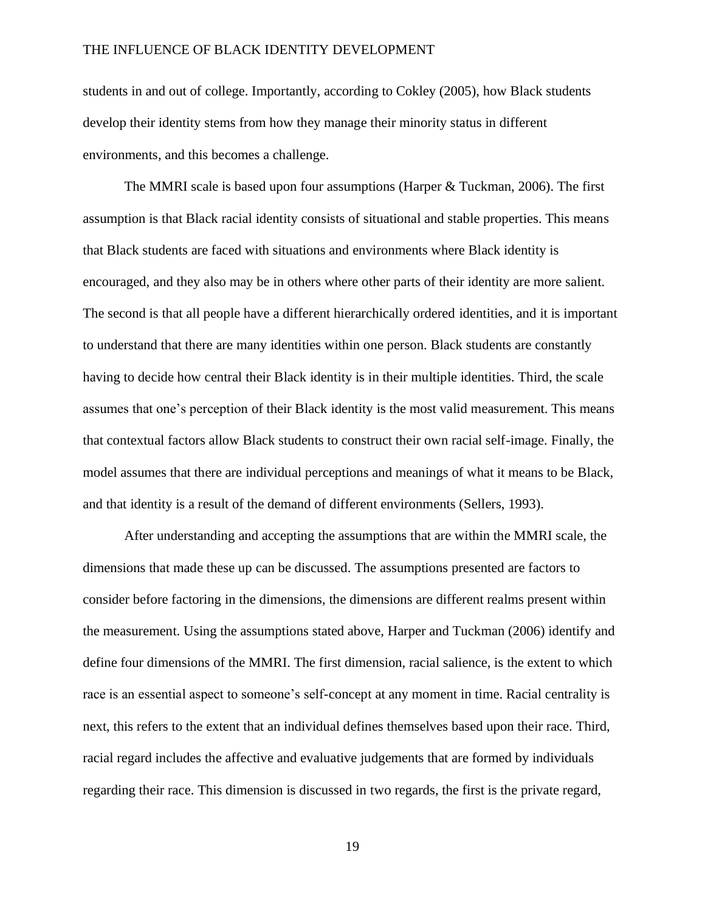students in and out of college. Importantly, according to Cokley (2005), how Black students develop their identity stems from how they manage their minority status in different environments, and this becomes a challenge.

The MMRI scale is based upon four assumptions (Harper & Tuckman, 2006). The first assumption is that Black racial identity consists of situational and stable properties. This means that Black students are faced with situations and environments where Black identity is encouraged, and they also may be in others where other parts of their identity are more salient. The second is that all people have a different hierarchically ordered identities, and it is important to understand that there are many identities within one person. Black students are constantly having to decide how central their Black identity is in their multiple identities. Third, the scale assumes that one's perception of their Black identity is the most valid measurement. This means that contextual factors allow Black students to construct their own racial self-image. Finally, the model assumes that there are individual perceptions and meanings of what it means to be Black, and that identity is a result of the demand of different environments (Sellers, 1993).

After understanding and accepting the assumptions that are within the MMRI scale, the dimensions that made these up can be discussed. The assumptions presented are factors to consider before factoring in the dimensions, the dimensions are different realms present within the measurement. Using the assumptions stated above, Harper and Tuckman (2006) identify and define four dimensions of the MMRI. The first dimension, racial salience, is the extent to which race is an essential aspect to someone's self-concept at any moment in time. Racial centrality is next, this refers to the extent that an individual defines themselves based upon their race. Third, racial regard includes the affective and evaluative judgements that are formed by individuals regarding their race. This dimension is discussed in two regards, the first is the private regard,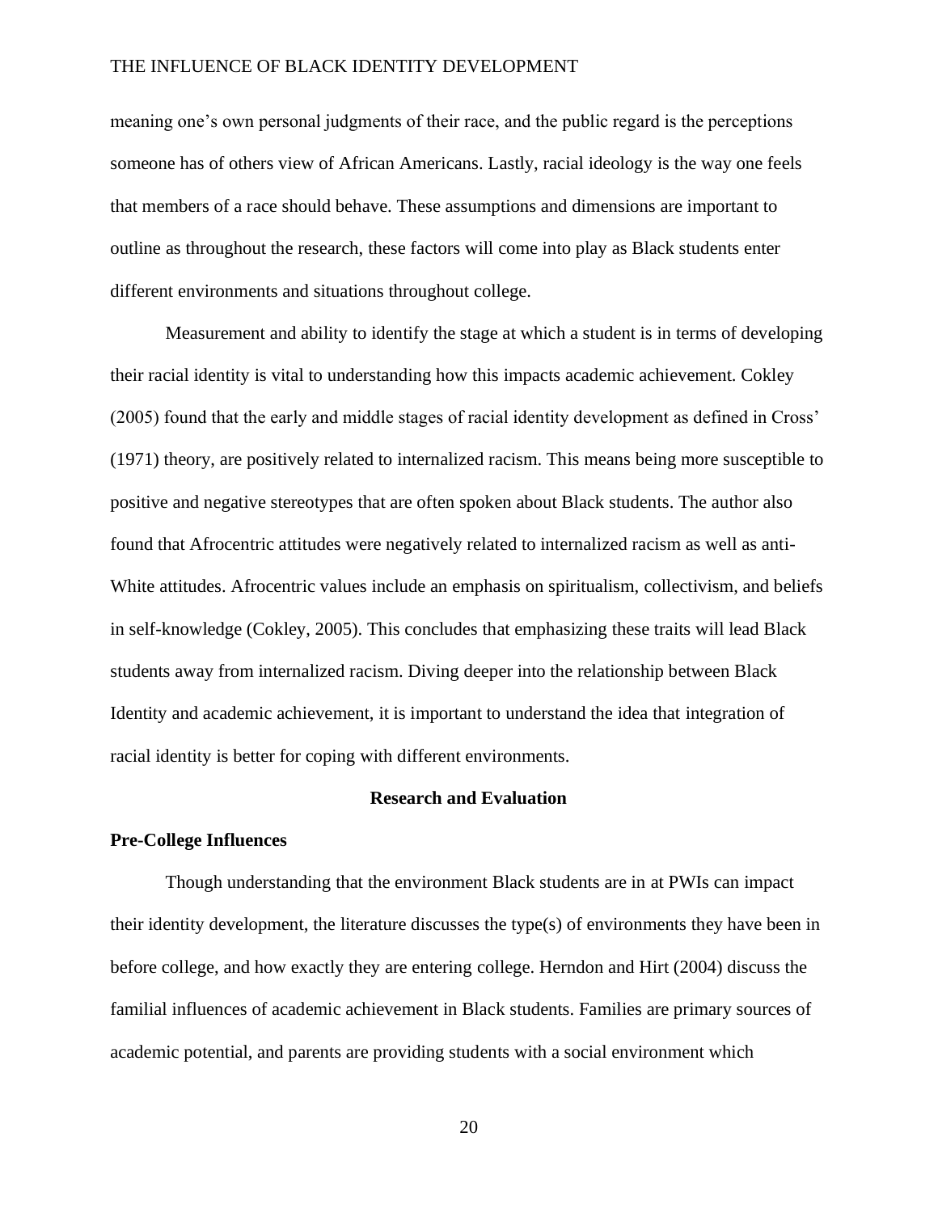meaning one's own personal judgments of their race, and the public regard is the perceptions someone has of others view of African Americans. Lastly, racial ideology is the way one feels that members of a race should behave. These assumptions and dimensions are important to outline as throughout the research, these factors will come into play as Black students enter different environments and situations throughout college.

Measurement and ability to identify the stage at which a student is in terms of developing their racial identity is vital to understanding how this impacts academic achievement. Cokley (2005) found that the early and middle stages of racial identity development as defined in Cross' (1971) theory, are positively related to internalized racism. This means being more susceptible to positive and negative stereotypes that are often spoken about Black students. The author also found that Afrocentric attitudes were negatively related to internalized racism as well as anti-White attitudes. Afrocentric values include an emphasis on spiritualism, collectivism, and beliefs in self-knowledge (Cokley, 2005). This concludes that emphasizing these traits will lead Black students away from internalized racism. Diving deeper into the relationship between Black Identity and academic achievement, it is important to understand the idea that integration of racial identity is better for coping with different environments.

## Research and Evaluation

### Pre-College Influences

Though understanding that the environment Black students are in at PWIs can impact their identity development, the literature discusses the type(s) of environments they have been in before college, and how exactly they are entering college. Herndon and Hirt (2004) discuss the familial influences of academic achievement in Black students. Families are primary sources of academic potential, and parents are providing students with a social environment which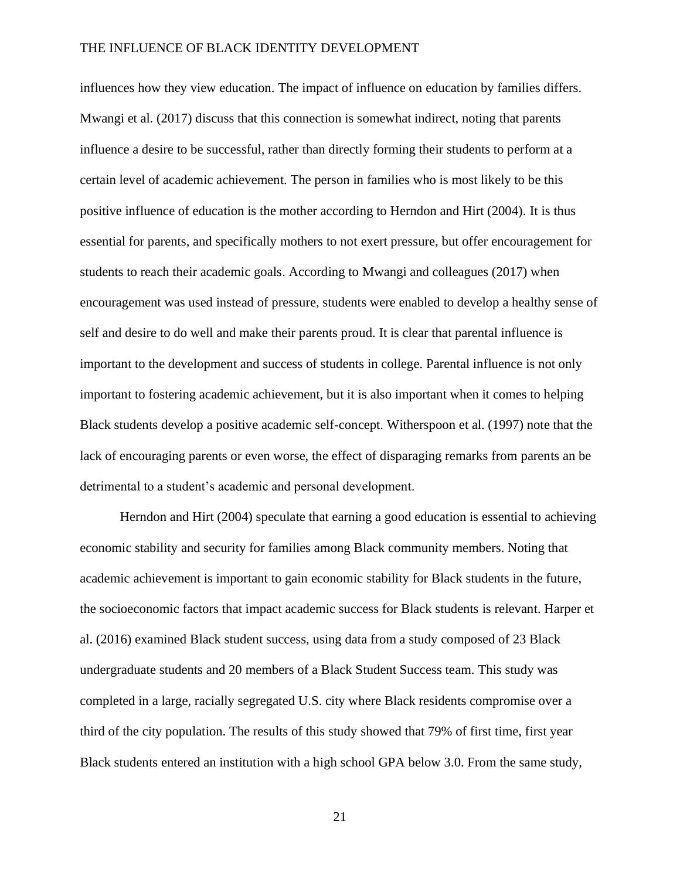influences how they view education. The impact of influence on education by families differs. Mwangi et al. (2017) discuss that this connection is somewhat indirect, noting that parents influence a desire to be successful, rather than directly forming their students to perform at a certain level of academic achievement. The person in families who is most likely to be this positive influence of education is the mother according to Herndon and Hirt (2004). It is thus essential for parents, and specifically mothers to not exert pressure, but offer encouragement for students to reach their academic goals. According to Mwangi and colleagues (2017) when encouragement was used instead of pressure, students were enabled to develop a healthy sense of self and desire to do well and make their parents proud. It is clear that parental influence is important to the development and success of students in college. Parental influence is not only important to fostering academic achievement, but it is also important when it comes to helping Black students develop a positive academic self-concept. Witherspoon et al. (1997) note that the lack of encouraging parents or even worse, the effect of disparaging remarks from parents an be detrimental to a student's academic and personal development.

Herndon and Hirt (2004) speculate that earning a good education is essential to achieving economic stability and security for families among Black community members. Noting that academic achievement is important to gain economic stability for Black students in the future, the socioeconomic factors that impact academic success for Black students is relevant. Harper et al. (2016) examined Black student success, using data from a study composed of 23 Black undergraduate students and 20 members of a Black Student Success team. This study was completed in a large, racially segregated U.S. city where Black residents compromise over a third of the city population. The results of this study showed that 79% of first time, first year Black students entered an institution with a high school GPA below 3.0. From the same study,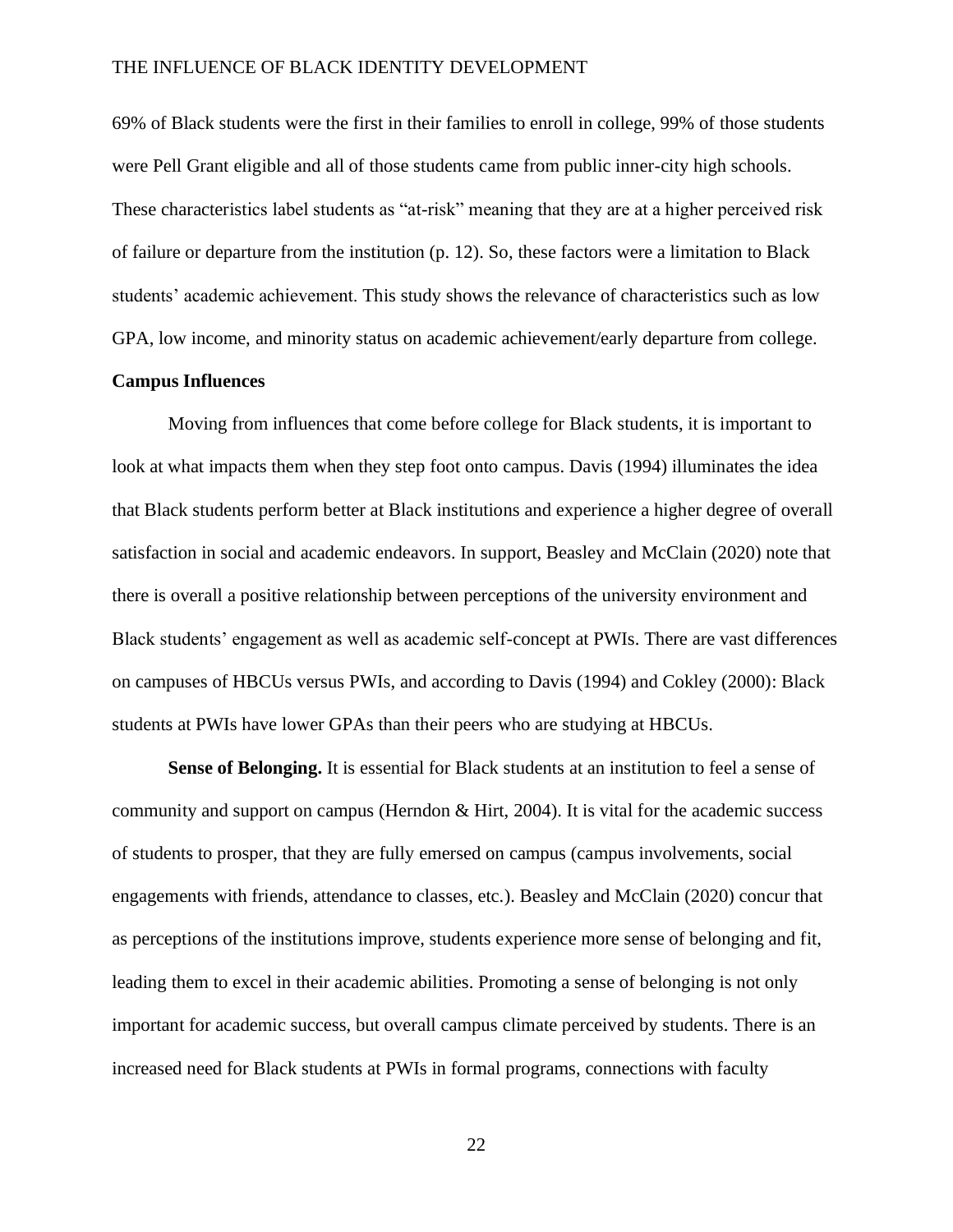69% of Black students were the first in their families to enroll in college, 99% of those students were Pell Grant eligible and all of those students came from public inner-city high schools. These characteristics label students as "at-risk" meaning that they are at a higher perceived risk of failure or departure from the institution (p. 12). So, these factors were a limitation to Black students' academic achievement. This study shows the relevance of characteristics such as low GPA, low income, and minority status on academic achievement/early departure from college.

## Campus Influences

Moving from influences that come before college for Black students, it is important to look at what impacts them when they step foot onto campus. Davis (1994) illuminates the idea that Black students perform better at Black institutions and experience a higher degree of overall satisfaction in social and academic endeavors. In support, Beasley and McClain (2020) note that there is overall a positive relationship between perceptions of the university environment and Black students' engagement as well as academic self-concept at PWIs. There are vast differences on campuses of HBCUs versus PWIs, and according to Davis (1994) and Cokley (2000): Black students at PWIs have lower GPAs than their peers who are studying at HBCUs.

**Sense of Belonging.** It is essential for Black students at an institution to feel a sense of community and support on campus (Herndon & Hirt, 2004). It is vital for the academic success of students to prosper, that they are fully emersed on campus (campus involvements, social engagements with friends, attendance to classes, etc.). Beasley and McClain (2020) concur that as perceptions of the institutions improve, students experience more sense of belonging and fit, leading them to excel in their academic abilities. Promoting a sense of belonging is not only important for academic success, but overall campus climate perceived by students. There is an increased need for Black students at PWIs in formal programs, connections with faculty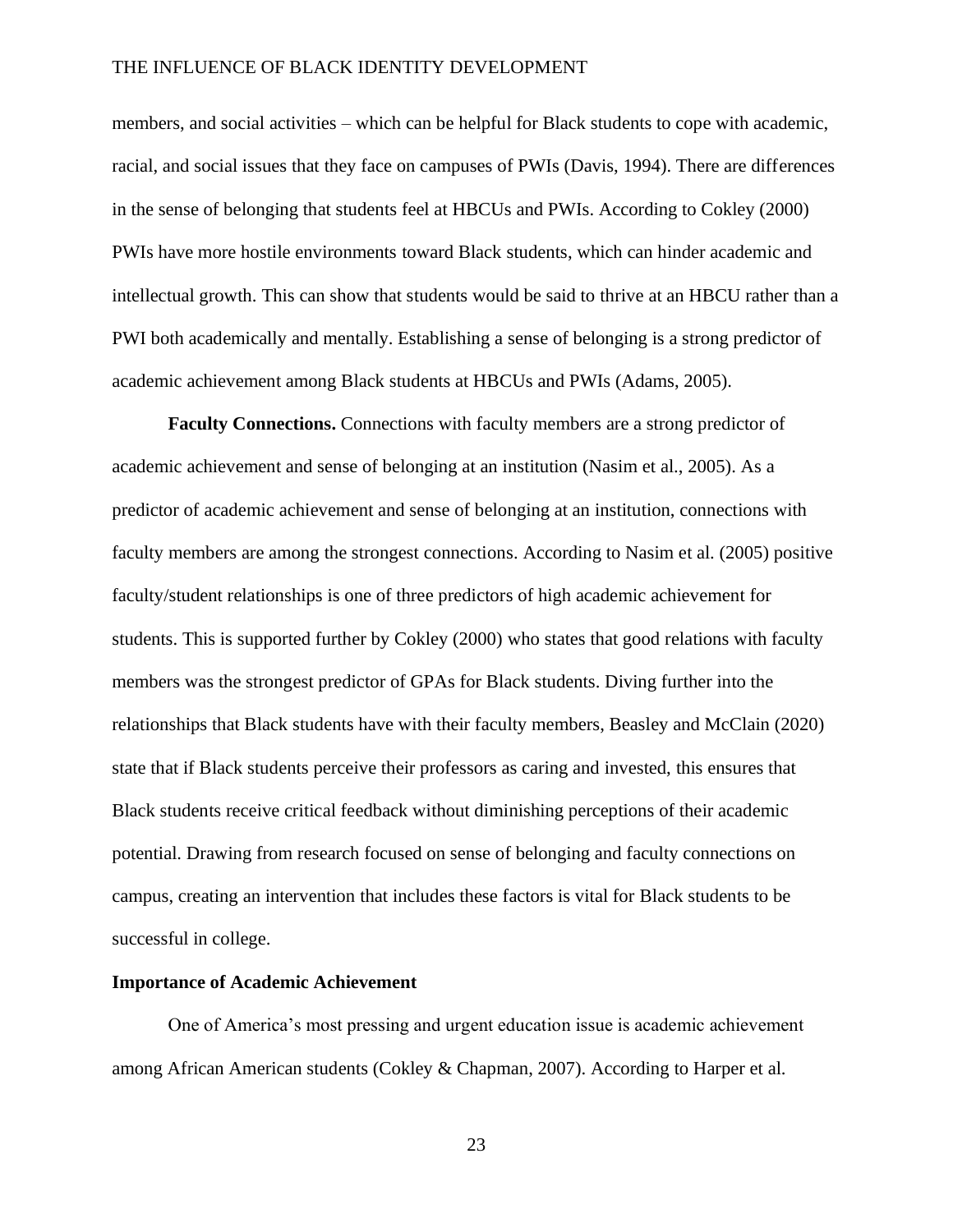members, and social activities – which can be helpful for Black students to cope with academic, racial, and social issues that they face on campuses of PWIs (Davis, 1994). There are differences in the sense of belonging that students feel at HBCUs and PWIs. According to Cokley (2000) PWIs have more hostile environments toward Black students, which can hinder academic and intellectual growth. This can show that students would be said to thrive at an HBCU rather than a PWI both academically and mentally. Establishing a sense of belonging is a strong predictor of academic achievement among Black students at HBCUs and PWIs (Adams, 2005).

**Faculty Connections.** Connections with faculty members are a strong predictor of academic achievement and sense of belonging at an institution (Nasim et al., 2005). As a predictor of academic achievement and sense of belonging at an institution, connections with faculty members are among the strongest connections. According to Nasim et al. (2005) positive faculty/student relationships is one of three predictors of high academic achievement for students. This is supported further by Cokley (2000) who states that good relations with faculty members was the strongest predictor of GPAs for Black students. Diving further into the relationships that Black students have with their faculty members, Beasley and McClain (2020) state that if Black students perceive their professors as caring and invested, this ensures that Black students receive critical feedback without diminishing perceptions of their academic potential. Drawing from research focused on sense of belonging and faculty connections on campus, creating an intervention that includes these factors is vital for Black students to be successful in college.

## Importance of Academic Achievement

One of America's most pressing and urgent education issue is academic achievement among African American students (Cokley & Chapman, 2007). According to Harper et al.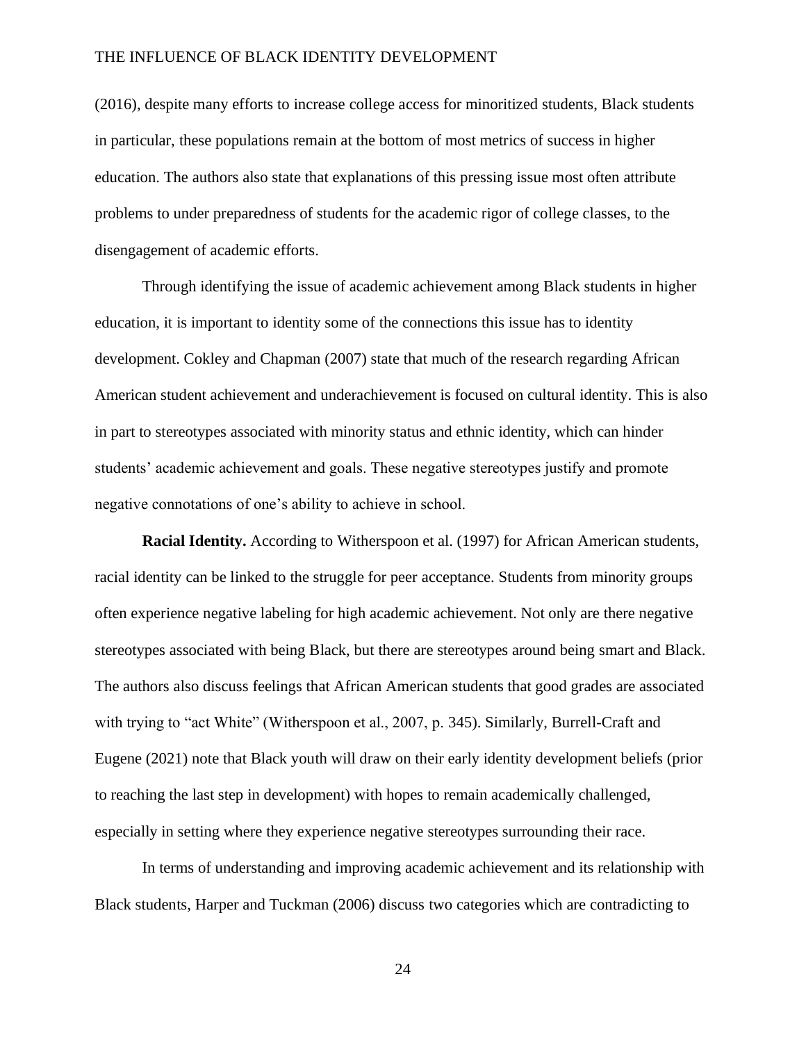(2016), despite many efforts to increase college access for minoritized students, Black students in particular, these populations remain at the bottom of most metrics of success in higher education. The authors also state that explanations of this pressing issue most often attribute problems to under preparedness of students for the academic rigor of college classes, to the disengagement of academic efforts.

Through identifying the issue of academic achievement among Black students in higher education, it is important to identity some of the connections this issue has to identity development. Cokley and Chapman (2007) state that much of the research regarding African American student achievement and underachievement is focused on cultural identity. This is also in part to stereotypes associated with minority status and ethnic identity, which can hinder students' academic achievement and goals. These negative stereotypes justify and promote negative connotations of one's ability to achieve in school.

**Racial Identity.** According to Witherspoon et al. (1997) for African American students, racial identity can be linked to the struggle for peer acceptance. Students from minority groups often experience negative labeling for high academic achievement. Not only are there negative stereotypes associated with being Black, but there are stereotypes around being smart and Black. The authors also discuss feelings that African American students that good grades are associated with trying to "act White" (Witherspoon et al., 2007, p. 345). Similarly, Burrell-Craft and Eugene (2021) note that Black youth will draw on their early identity development beliefs (prior to reaching the last step in development) with hopes to remain academically challenged, especially in setting where they experience negative stereotypes surrounding their race.

In terms of understanding and improving academic achievement and its relationship with Black students, Harper and Tuckman (2006) discuss two categories which are contradicting to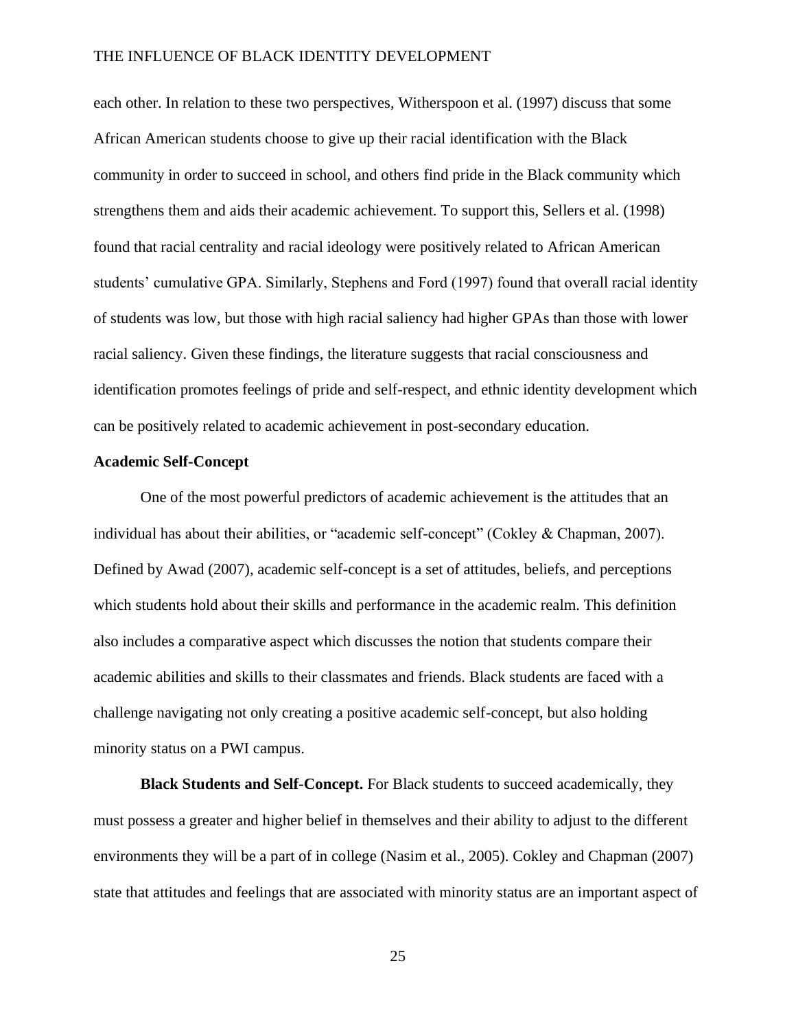each other. In relation to these two perspectives, Witherspoon et al. (1997) discuss that some African American students choose to give up their racial identification with the Black community in order to succeed in school, and others find pride in the Black community which strengthens them and aids their academic achievement. To support this, Sellers et al. (1998) found that racial centrality and racial ideology were positively related to African American students' cumulative GPA. Similarly, Stephens and Ford (1997) found that overall racial identity of students was low, but those with high racial saliency had higher GPAs than those with lower racial saliency. Given these findings, the literature suggests that racial consciousness and identification promotes feelings of pride and self-respect, and ethnic identity development which can be positively related to academic achievement in post-secondary education.

### Academic Self-Concept

One of the most powerful predictors of academic achievement is the attitudes that an individual has about their abilities, or "academic self-concept" (Cokley & Chapman, 2007). Defined by Awad (2007), academic self-concept is a set of attitudes, beliefs, and perceptions which students hold about their skills and performance in the academic realm. This definition also includes a comparative aspect which discusses the notion that students compare their academic abilities and skills to their classmates and friends. Black students are faced with a challenge navigating not only creating a positive academic self-concept, but also holding minority status on a PWI campus.

**Black Students and Self-Concept.** For Black students to succeed academically, they must possess a greater and higher belief in themselves and their ability to adjust to the different environments they will be a part of in college (Nasim et al., 2005). Cokley and Chapman (2007) state that attitudes and feelings that are associated with minority status are an important aspect of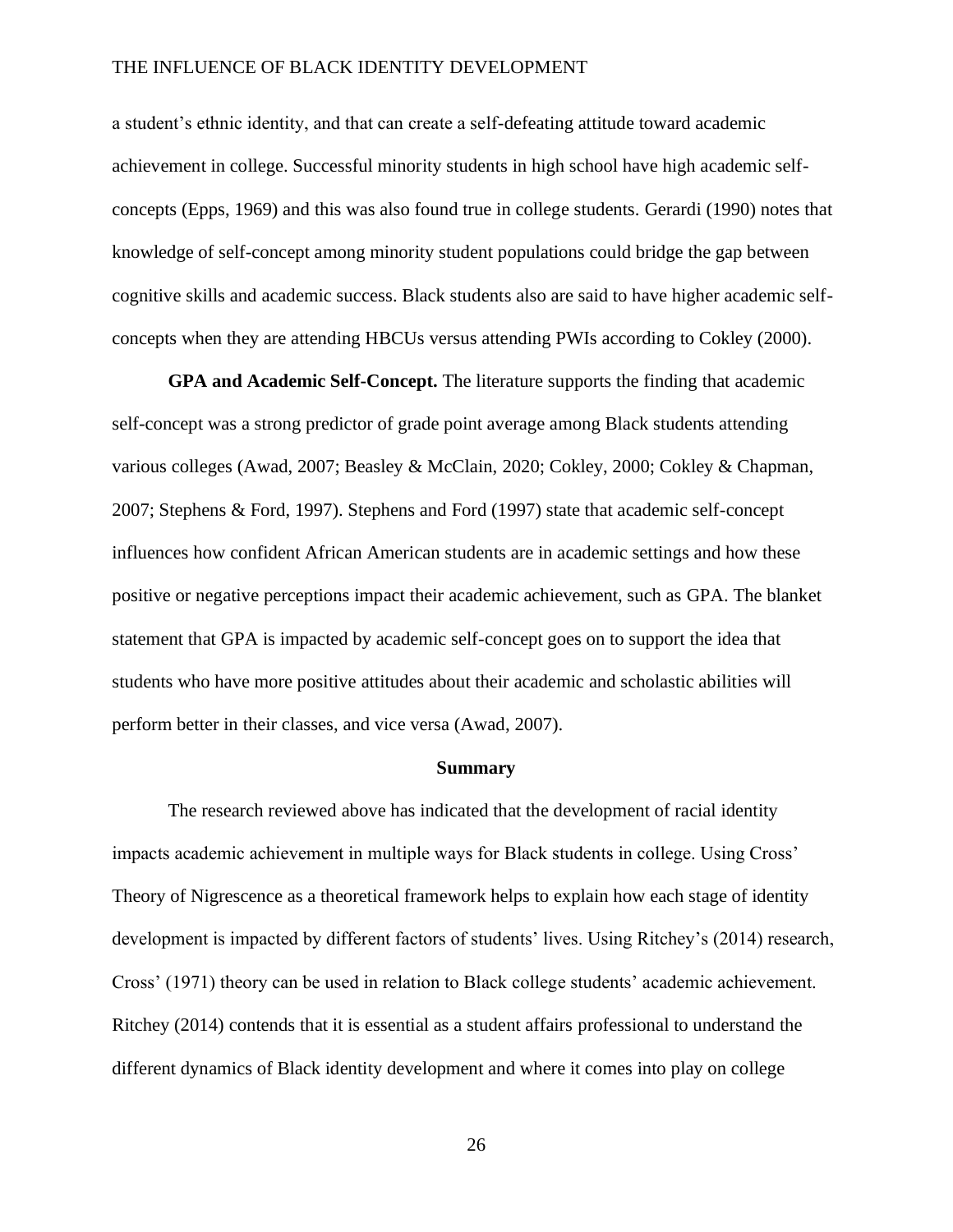a student's ethnic identity, and that can create a self-defeating attitude toward academic achievement in college. Successful minority students in high school have high academic self-concepts (Epps, 1969) and this was also found true in college students. Gerardi (1990) notes that knowledge of self-concept among minority student populations could bridge the gap between cognitive skills and academic success. Black students also are said to have higher academic self-concepts when they are attending HBCUs versus attending PWIs according to Cokley (2000).

**GPA and Academic Self-Concept.** The literature supports the finding that academic self-concept was a strong predictor of grade point average among Black students attending various colleges (Awad, 2007; Beasley & McClain, 2020; Cokley, 2000; Cokley & Chapman, 2007; Stephens & Ford, 1997). Stephens and Ford (1997) state that academic self-concept influences how confident African American students are in academic settings and how these positive or negative perceptions impact their academic achievement, such as GPA. The blanket statement that GPA is impacted by academic self-concept goes on to support the idea that students who have more positive attitudes about their academic and scholastic abilities will perform better in their classes, and vice versa (Awad, 2007).

## Summary

The research reviewed above has indicated that the development of racial identity impacts academic achievement in multiple ways for Black students in college. Using Cross' Theory of Nigrescence as a theoretical framework helps to explain how each stage of identity development is impacted by different factors of students' lives. Using Ritchey's (2014) research, Cross' (1971) theory can be used in relation to Black college students' academic achievement. Ritchey (2014) contends that it is essential as a student affairs professional to understand the different dynamics of Black identity development and where it comes into play on college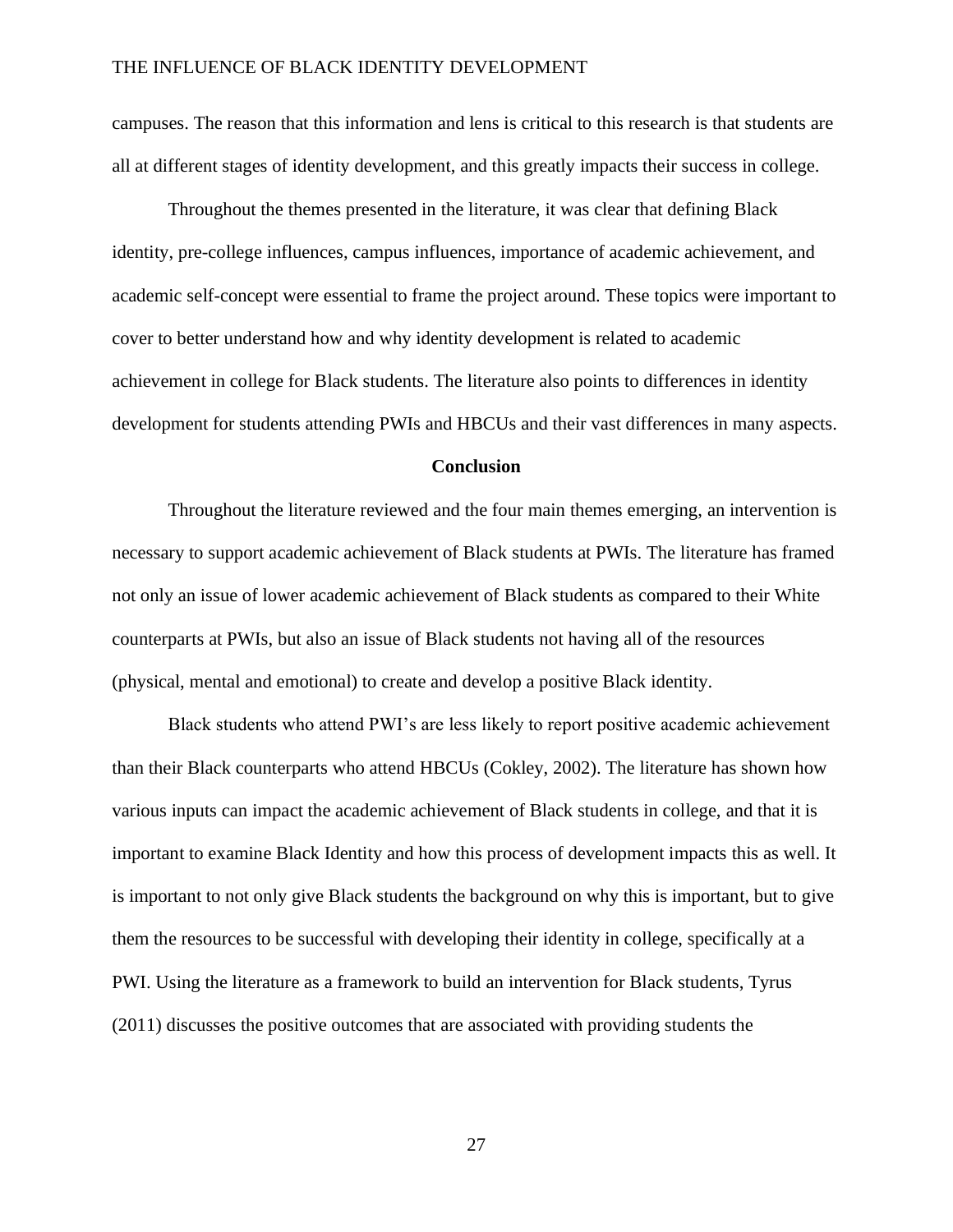campuses. The reason that this information and lens is critical to this research is that students are all at different stages of identity development, and this greatly impacts their success in college.

Throughout the themes presented in the literature, it was clear that defining Black identity, pre-college influences, campus influences, importance of academic achievement, and academic self-concept were essential to frame the project around. These topics were important to cover to better understand how and why identity development is related to academic achievement in college for Black students. The literature also points to differences in identity development for students attending PWIs and HBCUs and their vast differences in many aspects.

## Conclusion

Throughout the literature reviewed and the four main themes emerging, an intervention is necessary to support academic achievement of Black students at PWIs. The literature has framed not only an issue of lower academic achievement of Black students as compared to their White counterparts at PWIs, but also an issue of Black students not having all of the resources (physical, mental and emotional) to create and develop a positive Black identity.

Black students who attend PWI's are less likely to report positive academic achievement than their Black counterparts who attend HBCUs (Cokley, 2002). The literature has shown how various inputs can impact the academic achievement of Black students in college, and that it is important to examine Black Identity and how this process of development impacts this as well. It is important to not only give Black students the background on why this is important, but to give them the resources to be successful with developing their identity in college, specifically at a PWI. Using the literature as a framework to build an intervention for Black students, Tyrus (2011) discusses the positive outcomes that are associated with providing students the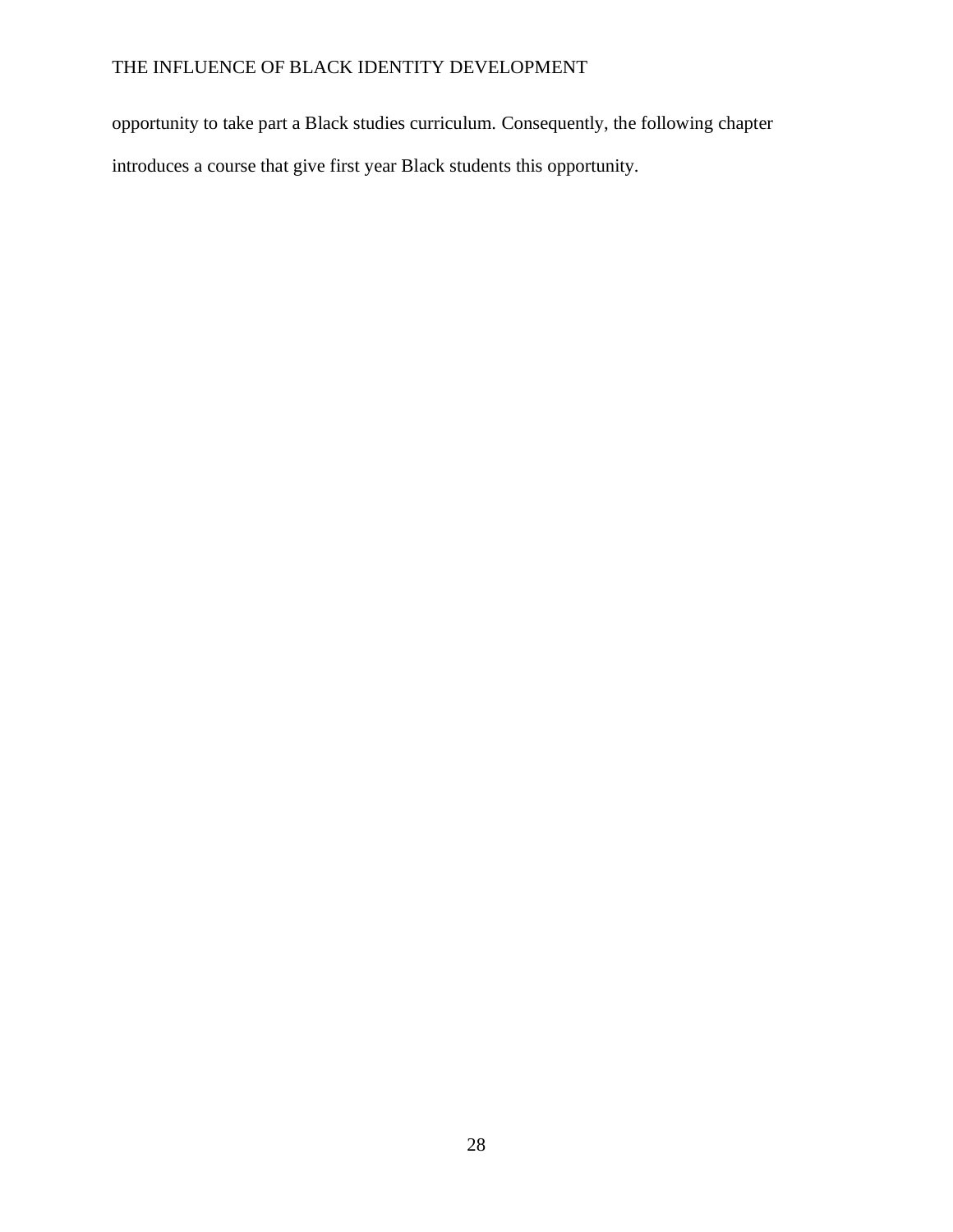opportunity to take part a Black studies curriculum. Consequently, the following chapter introduces a course that give first year Black students this opportunity.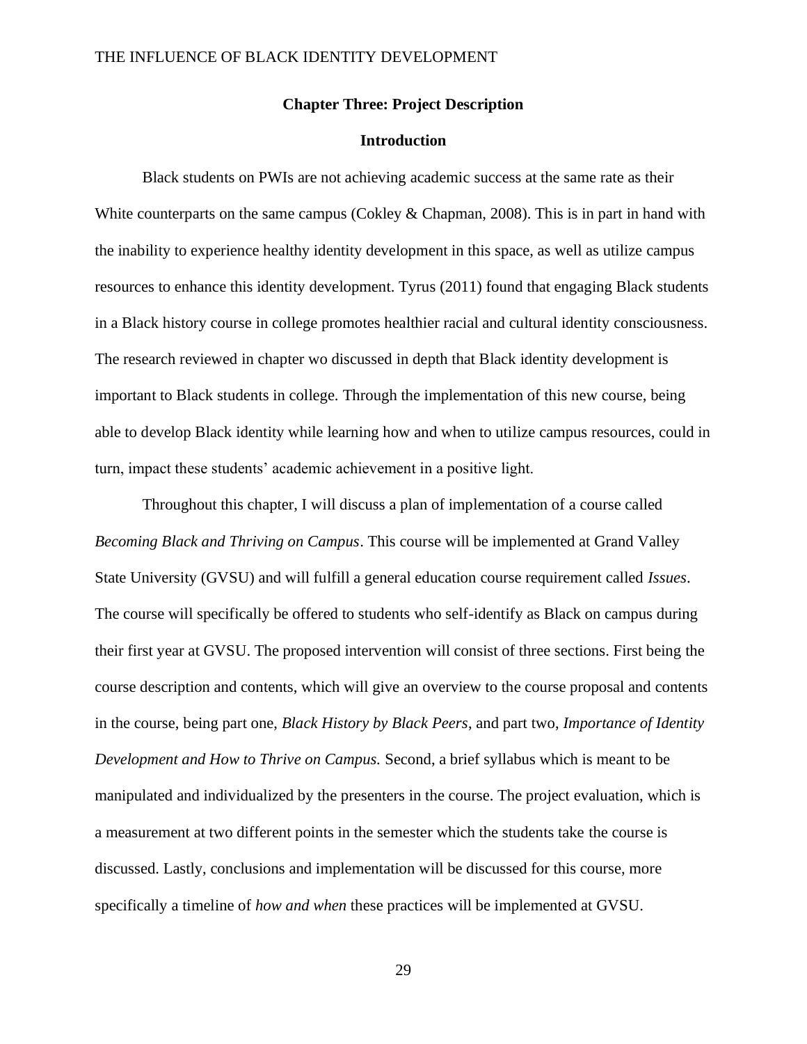## Chapter Three: Project Description

### Introduction

Black students on PWIs are not achieving academic success at the same rate as their White counterparts on the same campus (Cokley & Chapman, 2008). This is in part in hand with the inability to experience healthy identity development in this space, as well as utilize campus resources to enhance this identity development. Tyrus (2011) found that engaging Black students in a Black history course in college promotes healthier racial and cultural identity consciousness. The research reviewed in chapter wo discussed in depth that Black identity development is important to Black students in college. Through the implementation of this new course, being able to develop Black identity while learning how and when to utilize campus resources, could in turn, impact these students' academic achievement in a positive light.

Throughout this chapter, I will discuss a plan of implementation of a course called *Becoming Black and Thriving on Campus*. This course will be implemented at Grand Valley State University (GVSU) and will fulfill a general education course requirement called *Issues*. The course will specifically be offered to students who self-identify as Black on campus during their first year at GVSU. The proposed intervention will consist of three sections. First being the course description and contents, which will give an overview to the course proposal and contents in the course, being part one, *Black History by Black Peers*, and part two, *Importance of Identity Development and How to Thrive on Campus.* Second, a brief syllabus which is meant to be manipulated and individualized by the presenters in the course. The project evaluation, which is a measurement at two different points in the semester which the students take the course is discussed. Lastly, conclusions and implementation will be discussed for this course, more specifically a timeline of *how and when* these practices will be implemented at GVSU.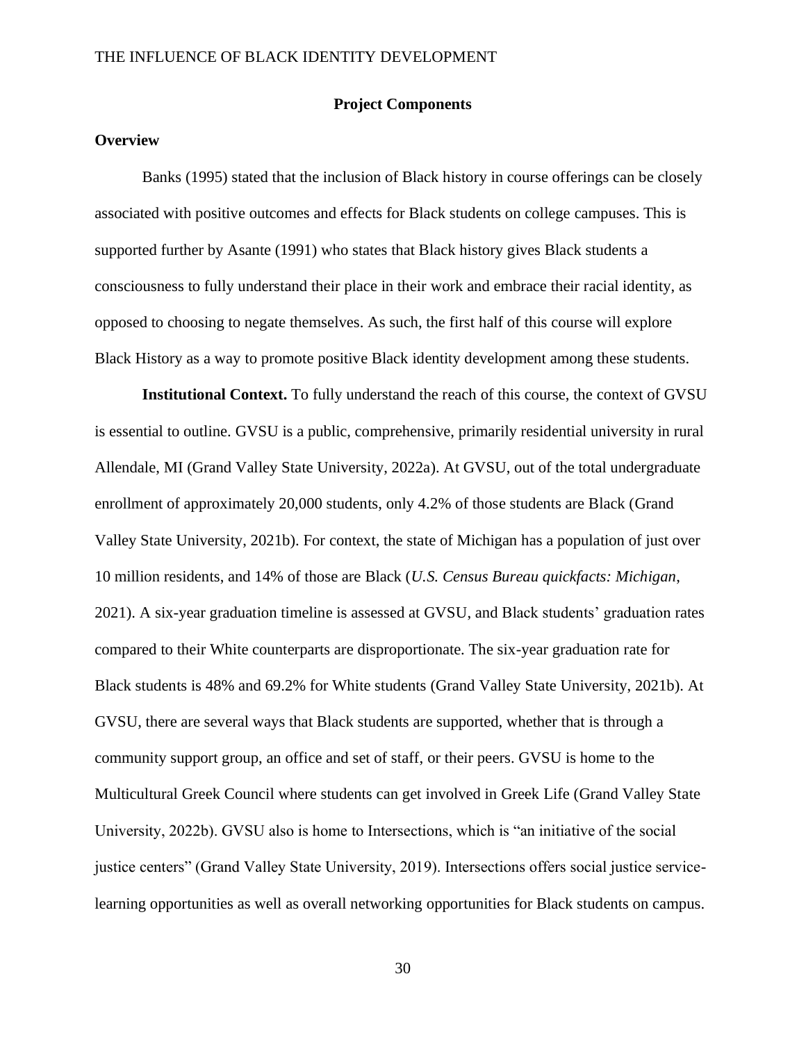## Project Components

### Overview

Banks (1995) stated that the inclusion of Black history in course offerings can be closely associated with positive outcomes and effects for Black students on college campuses. This is supported further by Asante (1991) who states that Black history gives Black students a consciousness to fully understand their place in their work and embrace their racial identity, as opposed to choosing to negate themselves. As such, the first half of this course will explore Black History as a way to promote positive Black identity development among these students.

**Institutional Context.** To fully understand the reach of this course, the context of GVSU is essential to outline. GVSU is a public, comprehensive, primarily residential university in rural Allendale, MI (Grand Valley State University, 2022a). At GVSU, out of the total undergraduate enrollment of approximately 20,000 students, only 4.2% of those students are Black (Grand Valley State University, 2021b). For context, the state of Michigan has a population of just over 10 million residents, and 14% of those are Black (*U.S. Census Bureau quickfacts: Michigan*, 2021). A six-year graduation timeline is assessed at GVSU, and Black students' graduation rates compared to their White counterparts are disproportionate. The six-year graduation rate for Black students is 48% and 69.2% for White students (Grand Valley State University, 2021b). At GVSU, there are several ways that Black students are supported, whether that is through a community support group, an office and set of staff, or their peers. GVSU is home to the Multicultural Greek Council where students can get involved in Greek Life (Grand Valley State University, 2022b). GVSU also is home to Intersections, which is "an initiative of the social justice centers" (Grand Valley State University, 2019). Intersections offers social justice service-learning opportunities as well as overall networking opportunities for Black students on campus.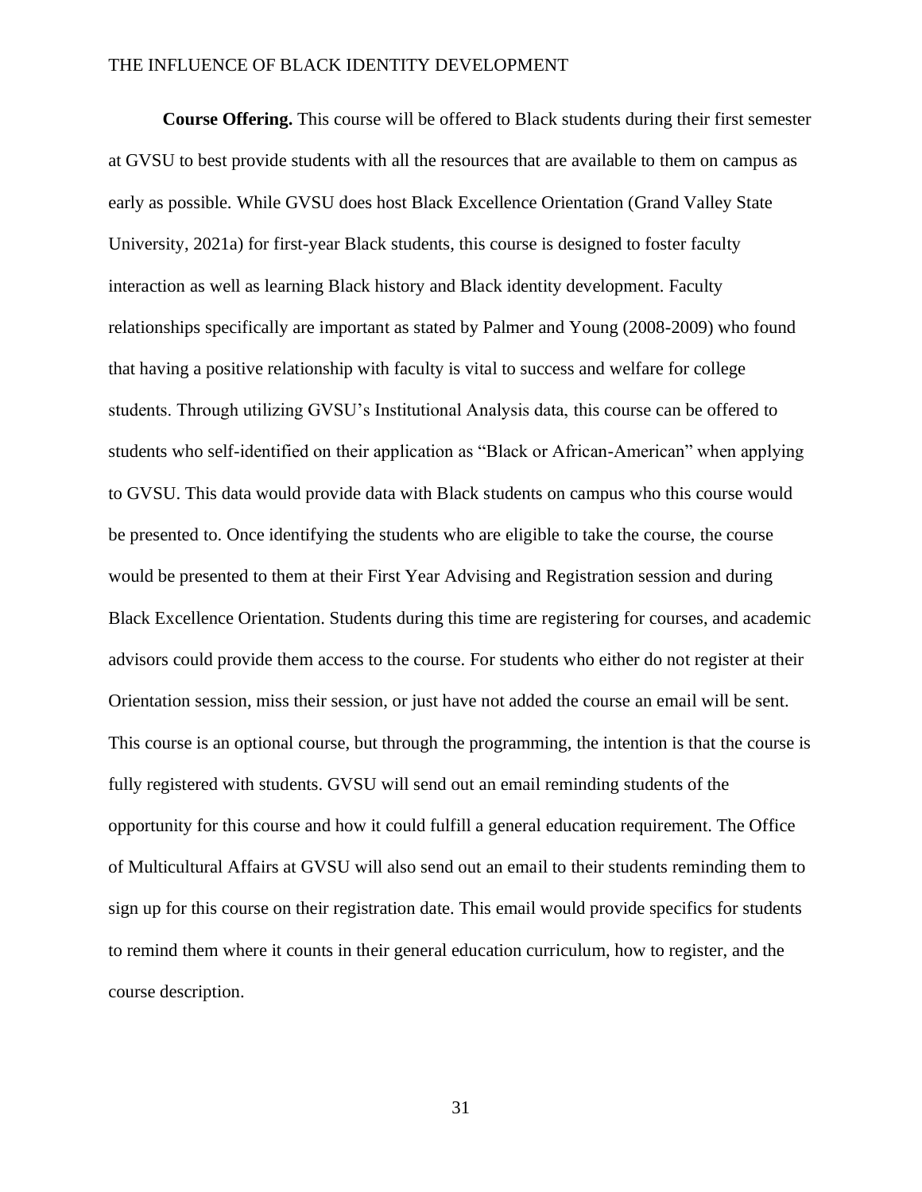**Course Offering.** This course will be offered to Black students during their first semester at GVSU to best provide students with all the resources that are available to them on campus as early as possible. While GVSU does host Black Excellence Orientation (Grand Valley State University, 2021a) for first-year Black students, this course is designed to foster faculty interaction as well as learning Black history and Black identity development. Faculty relationships specifically are important as stated by Palmer and Young (2008-2009) who found that having a positive relationship with faculty is vital to success and welfare for college students. Through utilizing GVSU's Institutional Analysis data, this course can be offered to students who self-identified on their application as "Black or African-American" when applying to GVSU. This data would provide data with Black students on campus who this course would be presented to. Once identifying the students who are eligible to take the course, the course would be presented to them at their First Year Advising and Registration session and during Black Excellence Orientation. Students during this time are registering for courses, and academic advisors could provide them access to the course. For students who either do not register at their Orientation session, miss their session, or just have not added the course an email will be sent. This course is an optional course, but through the programming, the intention is that the course is fully registered with students. GVSU will send out an email reminding students of the opportunity for this course and how it could fulfill a general education requirement. The Office of Multicultural Affairs at GVSU will also send out an email to their students reminding them to sign up for this course on their registration date. This email would provide specifics for students to remind them where it counts in their general education curriculum, how to register, and the course description.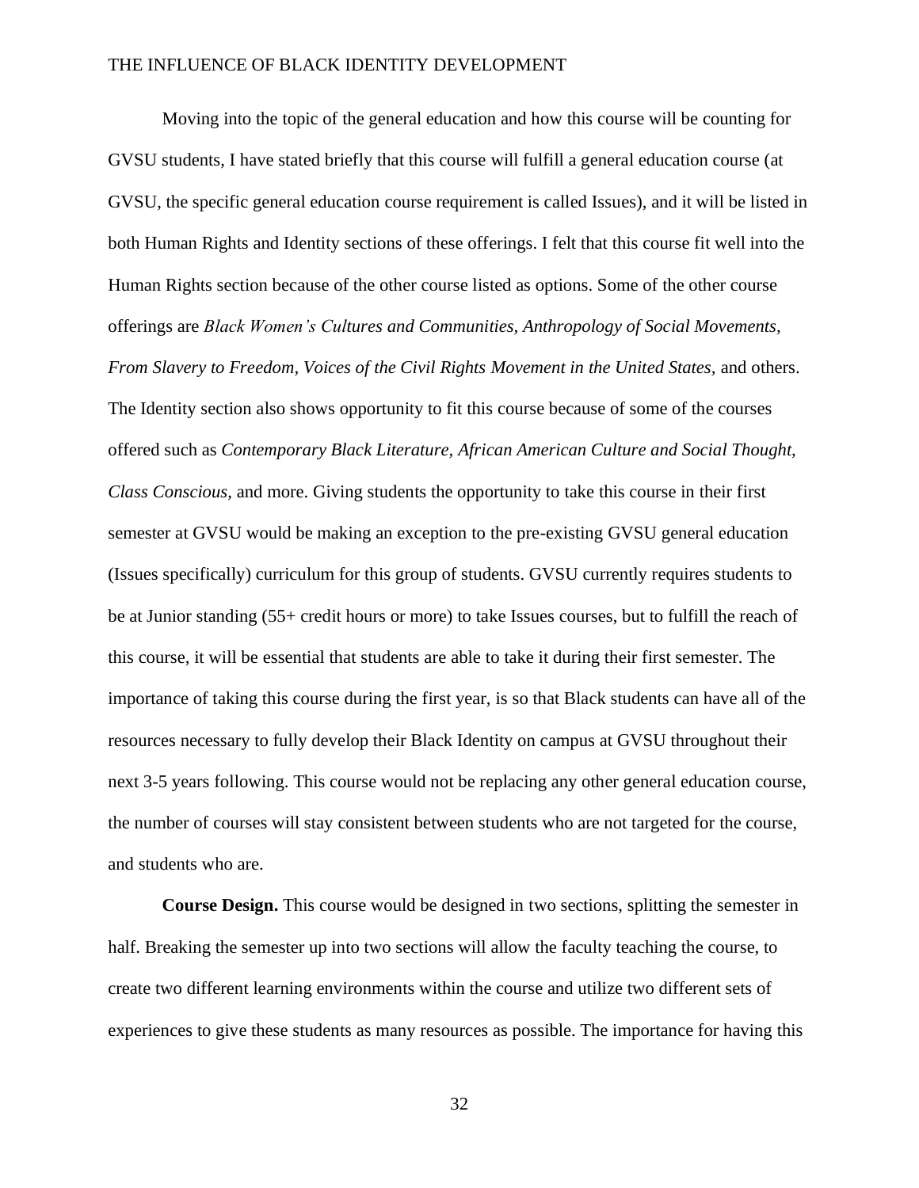Moving into the topic of the general education and how this course will be counting for GVSU students, I have stated briefly that this course will fulfill a general education course (at GVSU, the specific general education course requirement is called Issues), and it will be listed in both Human Rights and Identity sections of these offerings. I felt that this course fit well into the Human Rights section because of the other course listed as options. Some of the other course offerings are *Black Women's Cultures and Communities, Anthropology of Social Movements, From Slavery to Freedom, Voices of the Civil Rights Movement in the United States*, and others. The Identity section also shows opportunity to fit this course because of some of the courses offered such as *Contemporary Black Literature, African American Culture and Social Thought, Class Conscious*, and more. Giving students the opportunity to take this course in their first semester at GVSU would be making an exception to the pre-existing GVSU general education (Issues specifically) curriculum for this group of students. GVSU currently requires students to be at Junior standing (55+ credit hours or more) to take Issues courses, but to fulfill the reach of this course, it will be essential that students are able to take it during their first semester. The importance of taking this course during the first year, is so that Black students can have all of the resources necessary to fully develop their Black Identity on campus at GVSU throughout their next 3-5 years following. This course would not be replacing any other general education course, the number of courses will stay consistent between students who are not targeted for the course, and students who are.

**Course Design.** This course would be designed in two sections, splitting the semester in half. Breaking the semester up into two sections will allow the faculty teaching the course, to create two different learning environments within the course and utilize two different sets of experiences to give these students as many resources as possible. The importance for having this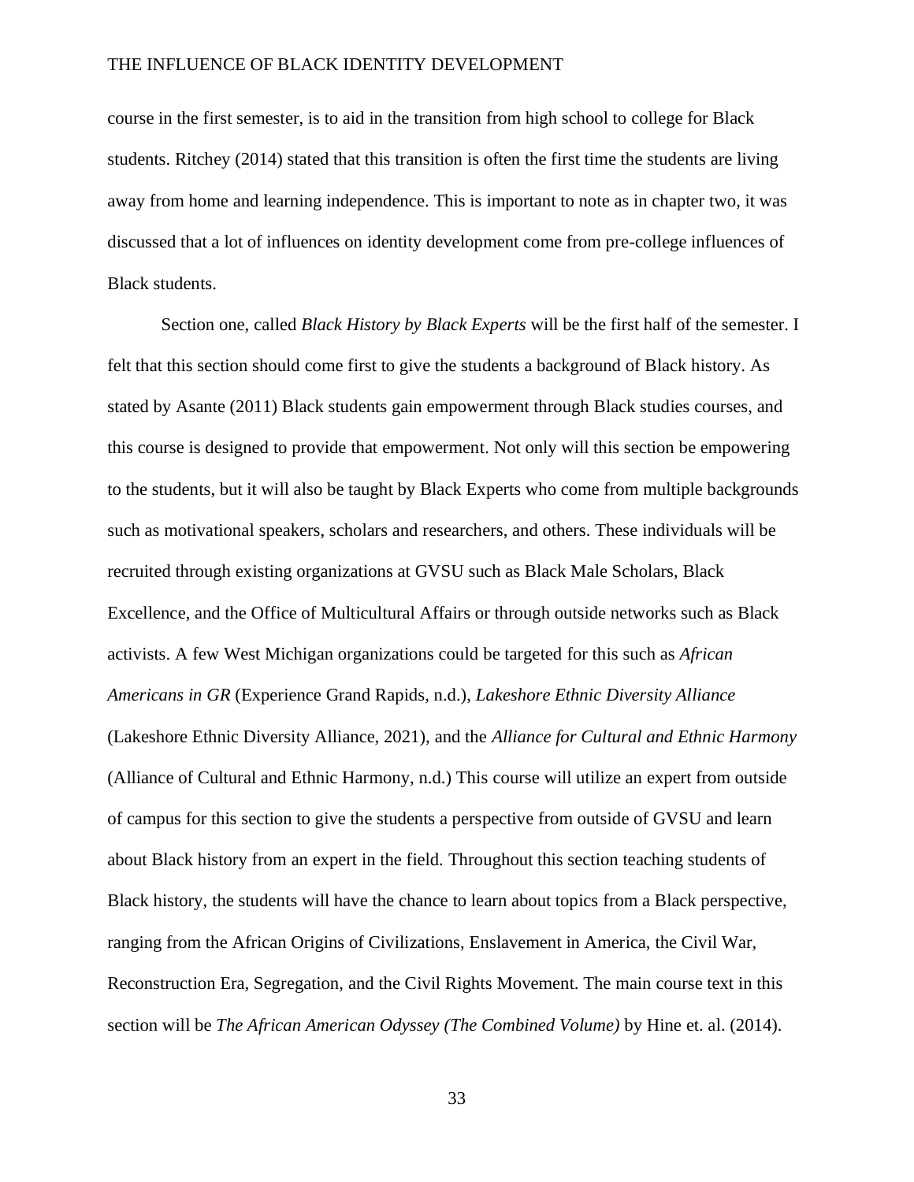course in the first semester, is to aid in the transition from high school to college for Black students. Ritchey (2014) stated that this transition is often the first time the students are living away from home and learning independence. This is important to note as in chapter two, it was discussed that a lot of influences on identity development come from pre-college influences of Black students.

Section one, called *Black History by Black Experts* will be the first half of the semester. I felt that this section should come first to give the students a background of Black history. As stated by Asante (2011) Black students gain empowerment through Black studies courses, and this course is designed to provide that empowerment. Not only will this section be empowering to the students, but it will also be taught by Black Experts who come from multiple backgrounds such as motivational speakers, scholars and researchers, and others. These individuals will be recruited through existing organizations at GVSU such as Black Male Scholars, Black Excellence, and the Office of Multicultural Affairs or through outside networks such as Black activists. A few West Michigan organizations could be targeted for this such as *African Americans in GR* (Experience Grand Rapids, n.d.), *Lakeshore Ethnic Diversity Alliance* (Lakeshore Ethnic Diversity Alliance, 2021), and the *Alliance for Cultural and Ethnic Harmony* (Alliance of Cultural and Ethnic Harmony, n.d.) This course will utilize an expert from outside of campus for this section to give the students a perspective from outside of GVSU and learn about Black history from an expert in the field. Throughout this section teaching students of Black history, the students will have the chance to learn about topics from a Black perspective, ranging from the African Origins of Civilizations, Enslavement in America, the Civil War, Reconstruction Era, Segregation, and the Civil Rights Movement. The main course text in this section will be *The African American Odyssey (The Combined Volume)* by Hine et. al. (2014).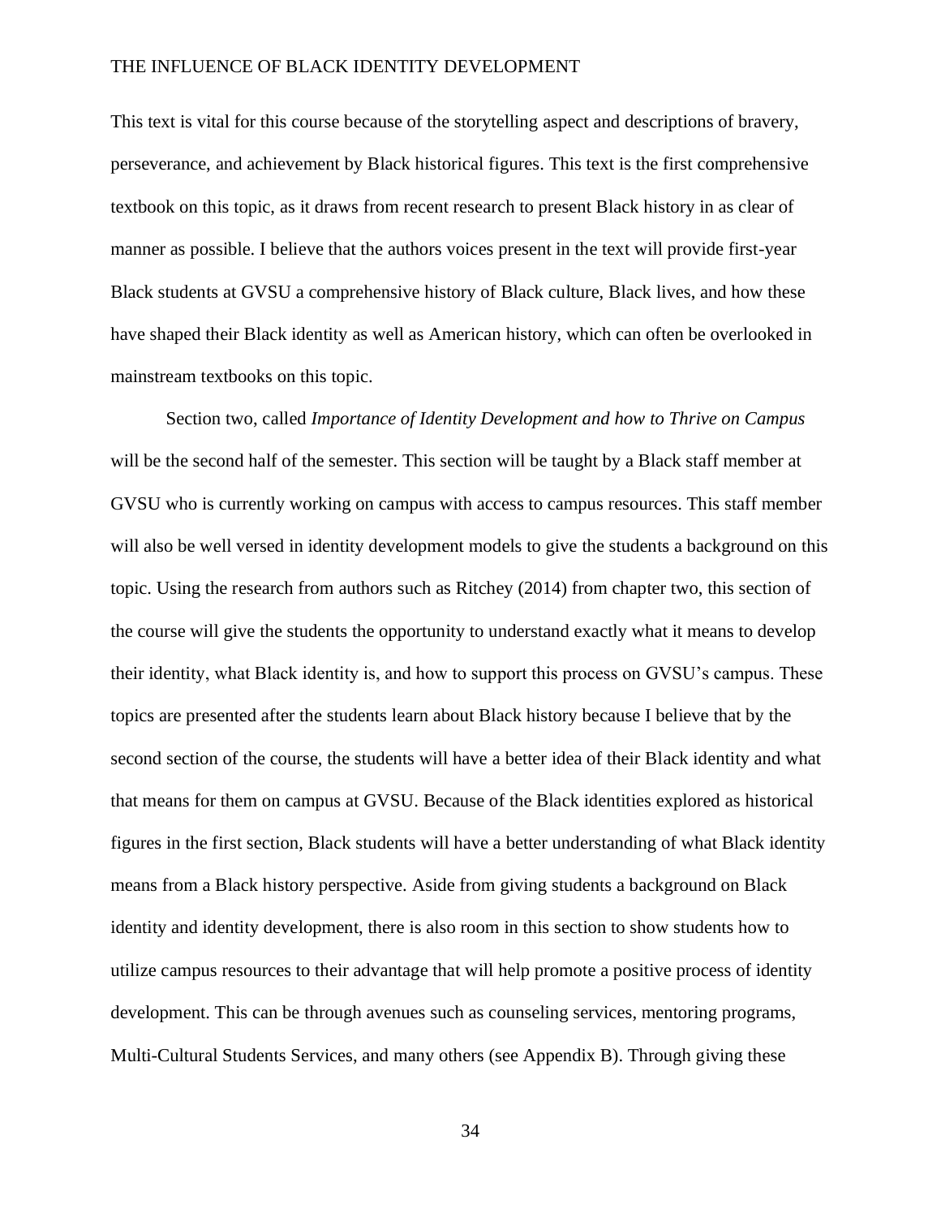This text is vital for this course because of the storytelling aspect and descriptions of bravery, perseverance, and achievement by Black historical figures. This text is the first comprehensive textbook on this topic, as it draws from recent research to present Black history in as clear of manner as possible. I believe that the authors voices present in the text will provide first-year Black students at GVSU a comprehensive history of Black culture, Black lives, and how these have shaped their Black identity as well as American history, which can often be overlooked in mainstream textbooks on this topic.

Section two, called *Importance of Identity Development and how to Thrive on Campus* will be the second half of the semester. This section will be taught by a Black staff member at GVSU who is currently working on campus with access to campus resources. This staff member will also be well versed in identity development models to give the students a background on this topic. Using the research from authors such as Ritchey (2014) from chapter two, this section of the course will give the students the opportunity to understand exactly what it means to develop their identity, what Black identity is, and how to support this process on GVSU's campus. These topics are presented after the students learn about Black history because I believe that by the second section of the course, the students will have a better idea of their Black identity and what that means for them on campus at GVSU. Because of the Black identities explored as historical figures in the first section, Black students will have a better understanding of what Black identity means from a Black history perspective. Aside from giving students a background on Black identity and identity development, there is also room in this section to show students how to utilize campus resources to their advantage that will help promote a positive process of identity development. This can be through avenues such as counseling services, mentoring programs, Multi-Cultural Students Services, and many others (see Appendix B). Through giving these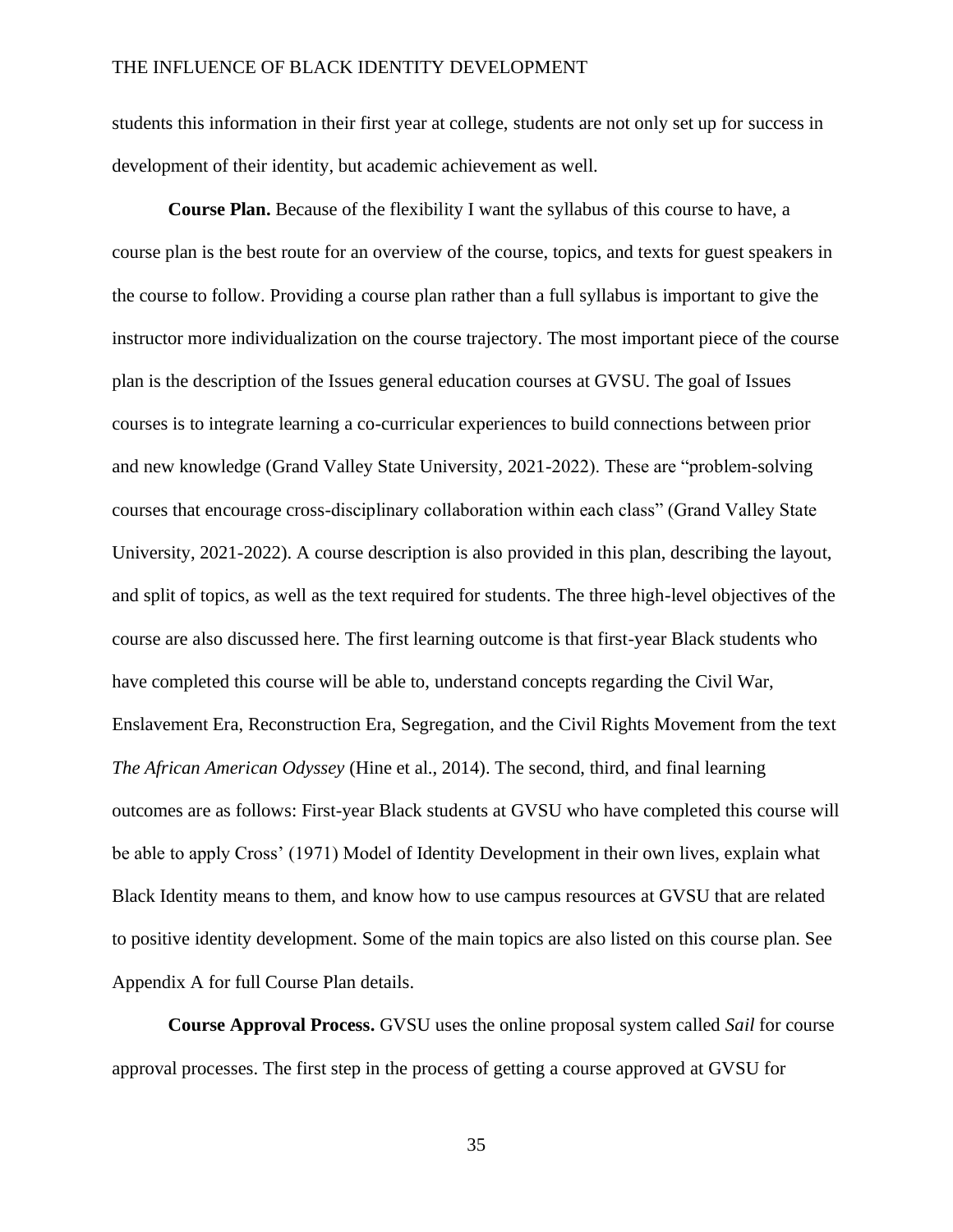students this information in their first year at college, students are not only set up for success in development of their identity, but academic achievement as well.

**Course Plan.** Because of the flexibility I want the syllabus of this course to have, a course plan is the best route for an overview of the course, topics, and texts for guest speakers in the course to follow. Providing a course plan rather than a full syllabus is important to give the instructor more individualization on the course trajectory. The most important piece of the course plan is the description of the Issues general education courses at GVSU. The goal of Issues courses is to integrate learning a co-curricular experiences to build connections between prior and new knowledge (Grand Valley State University, 2021-2022). These are "problem-solving courses that encourage cross-disciplinary collaboration within each class" (Grand Valley State University, 2021-2022). A course description is also provided in this plan, describing the layout, and split of topics, as well as the text required for students. The three high-level objectives of the course are also discussed here. The first learning outcome is that first-year Black students who have completed this course will be able to, understand concepts regarding the Civil War, Enslavement Era, Reconstruction Era, Segregation, and the Civil Rights Movement from the text *The African American Odyssey* (Hine et al., 2014). The second, third, and final learning outcomes are as follows: First-year Black students at GVSU who have completed this course will be able to apply Cross' (1971) Model of Identity Development in their own lives, explain what Black Identity means to them, and know how to use campus resources at GVSU that are related to positive identity development. Some of the main topics are also listed on this course plan. See Appendix A for full Course Plan details.

**Course Approval Process.** GVSU uses the online proposal system called *Sail* for course approval processes. The first step in the process of getting a course approved at GVSU for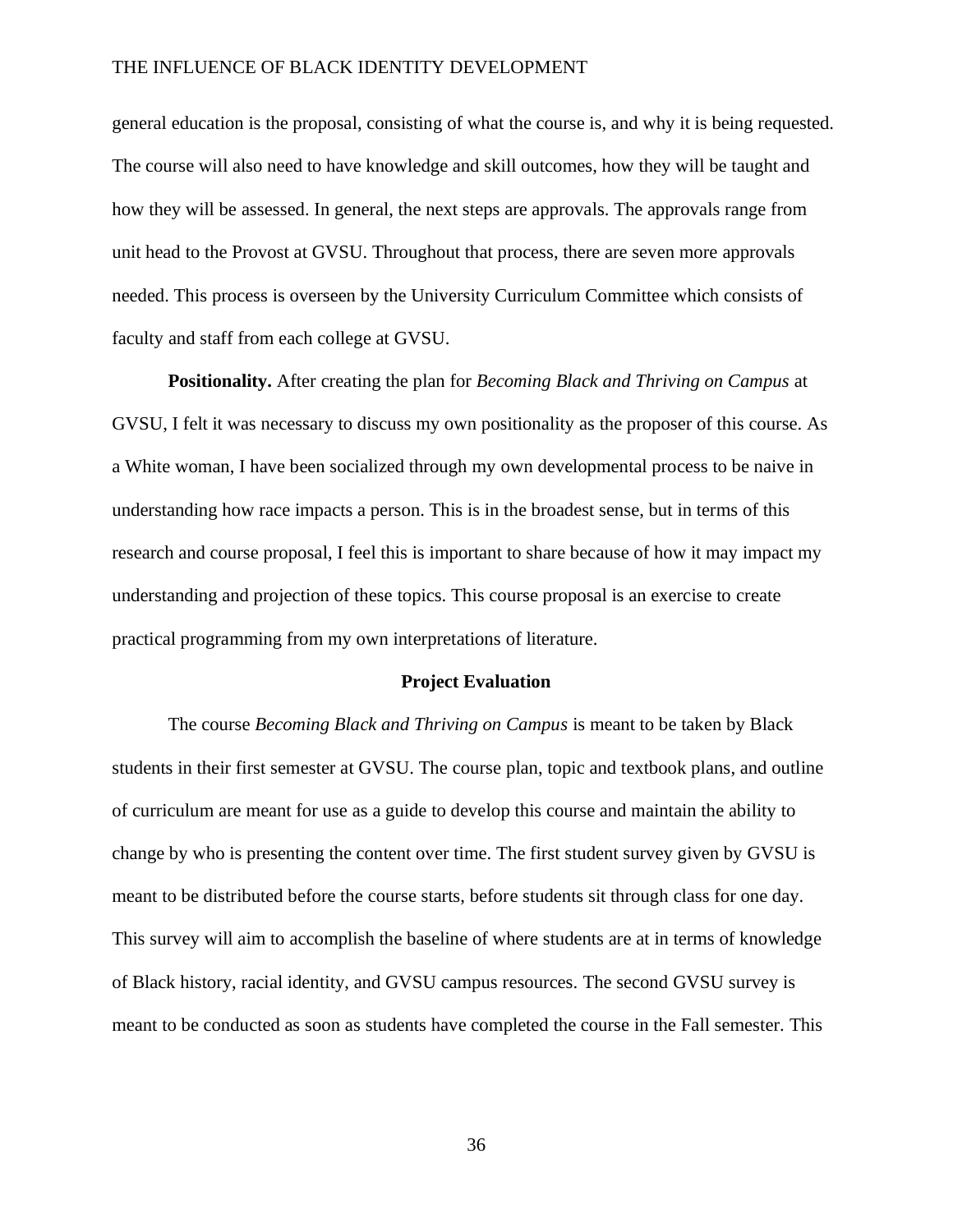general education is the proposal, consisting of what the course is, and why it is being requested. The course will also need to have knowledge and skill outcomes, how they will be taught and how they will be assessed. In general, the next steps are approvals. The approvals range from unit head to the Provost at GVSU. Throughout that process, there are seven more approvals needed. This process is overseen by the University Curriculum Committee which consists of faculty and staff from each college at GVSU.

**Positionality.** After creating the plan for *Becoming Black and Thriving on Campus* at GVSU, I felt it was necessary to discuss my own positionality as the proposer of this course. As a White woman, I have been socialized through my own developmental process to be naive in understanding how race impacts a person. This is in the broadest sense, but in terms of this research and course proposal, I feel this is important to share because of how it may impact my understanding and projection of these topics. This course proposal is an exercise to create practical programming from my own interpretations of literature.

## Project Evaluation

The course *Becoming Black and Thriving on Campus* is meant to be taken by Black students in their first semester at GVSU. The course plan, topic and textbook plans, and outline of curriculum are meant for use as a guide to develop this course and maintain the ability to change by who is presenting the content over time. The first student survey given by GVSU is meant to be distributed before the course starts, before students sit through class for one day. This survey will aim to accomplish the baseline of where students are at in terms of knowledge of Black history, racial identity, and GVSU campus resources. The second GVSU survey is meant to be conducted as soon as students have completed the course in the Fall semester. This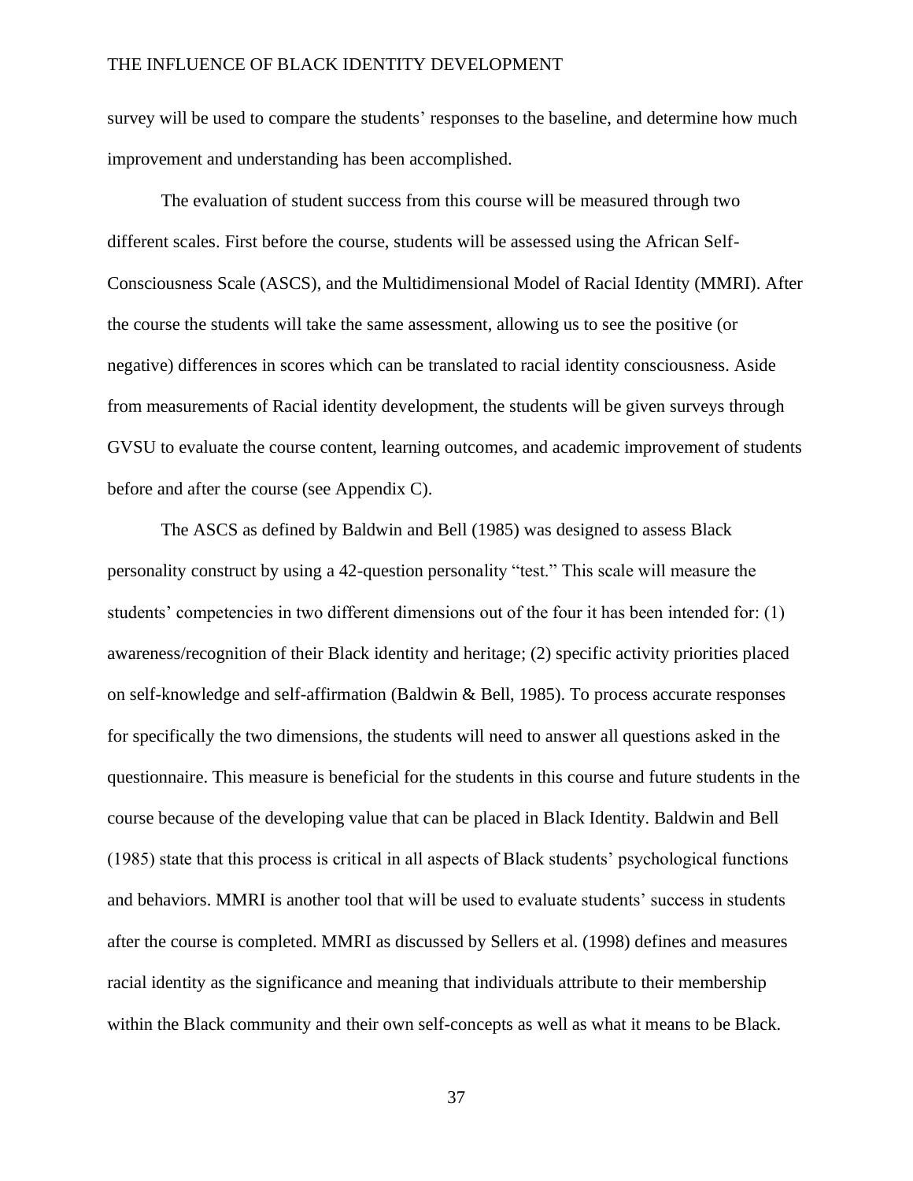survey will be used to compare the students' responses to the baseline, and determine how much improvement and understanding has been accomplished.

The evaluation of student success from this course will be measured through two different scales. First before the course, students will be assessed using the African Self-Consciousness Scale (ASCS), and the Multidimensional Model of Racial Identity (MMRI). After the course the students will take the same assessment, allowing us to see the positive (or negative) differences in scores which can be translated to racial identity consciousness. Aside from measurements of Racial identity development, the students will be given surveys through GVSU to evaluate the course content, learning outcomes, and academic improvement of students before and after the course (see Appendix C).

The ASCS as defined by Baldwin and Bell (1985) was designed to assess Black personality construct by using a 42-question personality "test." This scale will measure the students' competencies in two different dimensions out of the four it has been intended for: (1) awareness/recognition of their Black identity and heritage; (2) specific activity priorities placed on self-knowledge and self-affirmation (Baldwin & Bell, 1985). To process accurate responses for specifically the two dimensions, the students will need to answer all questions asked in the questionnaire. This measure is beneficial for the students in this course and future students in the course because of the developing value that can be placed in Black Identity. Baldwin and Bell (1985) state that this process is critical in all aspects of Black students' psychological functions and behaviors. MMRI is another tool that will be used to evaluate students' success in students after the course is completed. MMRI as discussed by Sellers et al. (1998) defines and measures racial identity as the significance and meaning that individuals attribute to their membership within the Black community and their own self-concepts as well as what it means to be Black.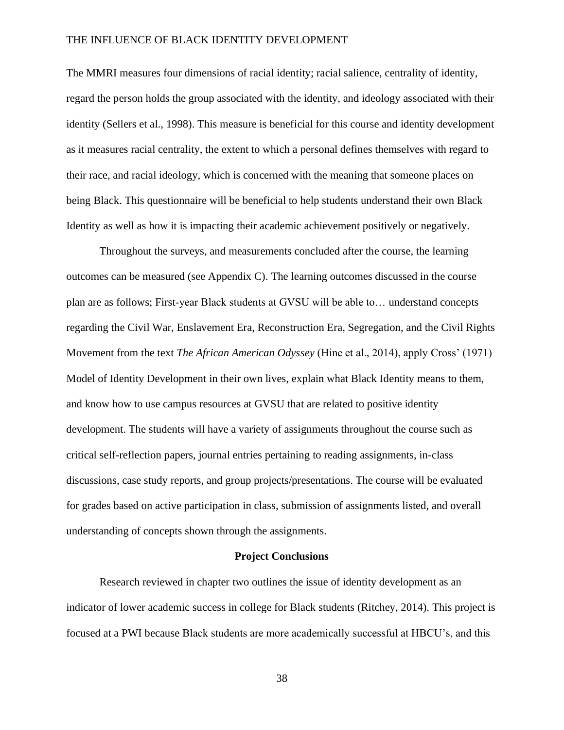The MMRI measures four dimensions of racial identity; racial salience, centrality of identity, regard the person holds the group associated with the identity, and ideology associated with their identity (Sellers et al., 1998). This measure is beneficial for this course and identity development as it measures racial centrality, the extent to which a personal defines themselves with regard to their race, and racial ideology, which is concerned with the meaning that someone places on being Black. This questionnaire will be beneficial to help students understand their own Black Identity as well as how it is impacting their academic achievement positively or negatively.

Throughout the surveys, and measurements concluded after the course, the learning outcomes can be measured (see Appendix C). The learning outcomes discussed in the course plan are as follows; First-year Black students at GVSU will be able to… understand concepts regarding the Civil War, Enslavement Era, Reconstruction Era, Segregation, and the Civil Rights Movement from the text *The African American Odyssey* (Hine et al., 2014), apply Cross' (1971) Model of Identity Development in their own lives, explain what Black Identity means to them, and know how to use campus resources at GVSU that are related to positive identity development. The students will have a variety of assignments throughout the course such as critical self-reflection papers, journal entries pertaining to reading assignments, in-class discussions, case study reports, and group projects/presentations. The course will be evaluated for grades based on active participation in class, submission of assignments listed, and overall understanding of concepts shown through the assignments.

## Project Conclusions

Research reviewed in chapter two outlines the issue of identity development as an indicator of lower academic success in college for Black students (Ritchey, 2014). This project is focused at a PWI because Black students are more academically successful at HBCU's, and this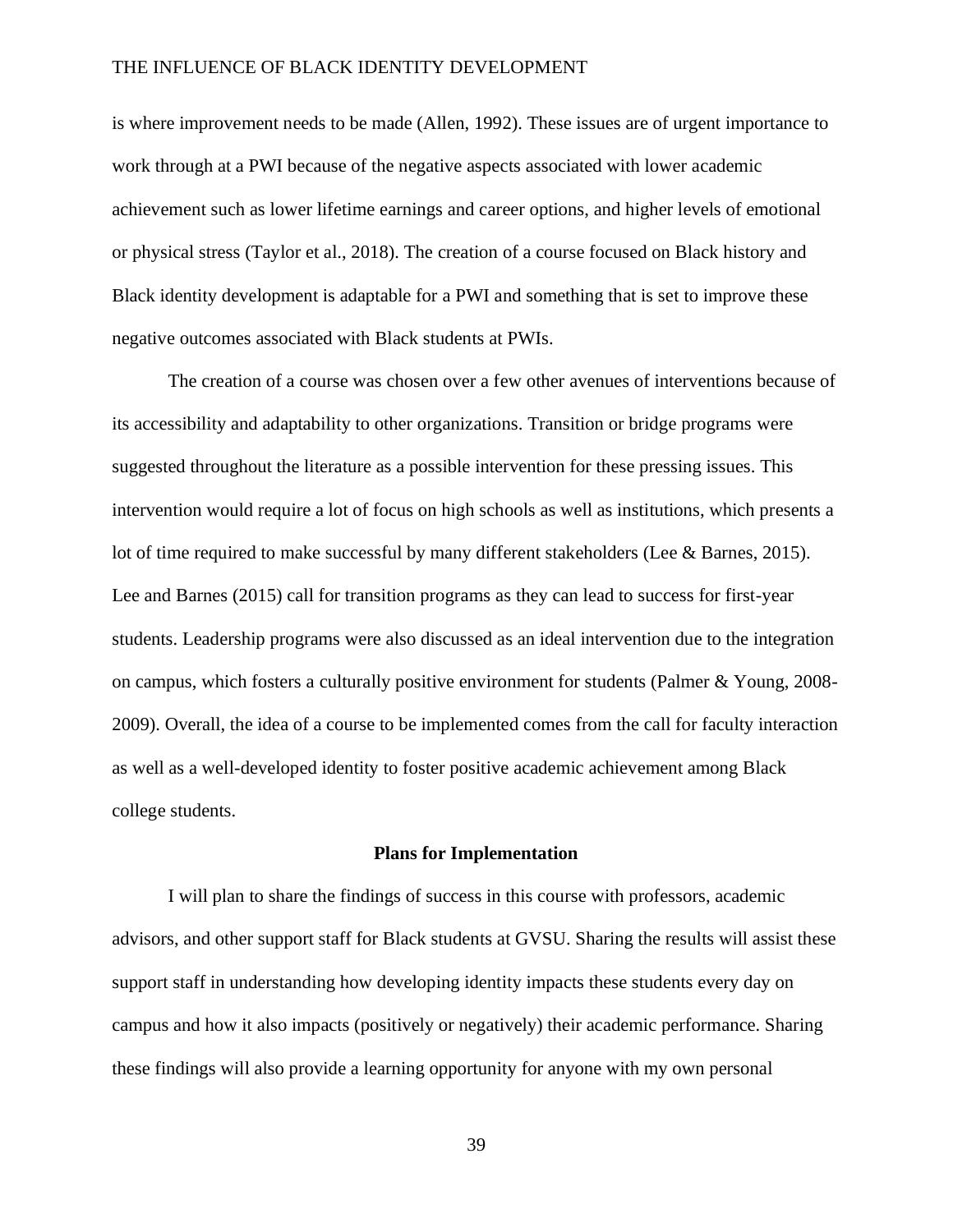is where improvement needs to be made (Allen, 1992). These issues are of urgent importance to work through at a PWI because of the negative aspects associated with lower academic achievement such as lower lifetime earnings and career options, and higher levels of emotional or physical stress (Taylor et al., 2018). The creation of a course focused on Black history and Black identity development is adaptable for a PWI and something that is set to improve these negative outcomes associated with Black students at PWIs.

The creation of a course was chosen over a few other avenues of interventions because of its accessibility and adaptability to other organizations. Transition or bridge programs were suggested throughout the literature as a possible intervention for these pressing issues. This intervention would require a lot of focus on high schools as well as institutions, which presents a lot of time required to make successful by many different stakeholders (Lee & Barnes, 2015). Lee and Barnes (2015) call for transition programs as they can lead to success for first-year students. Leadership programs were also discussed as an ideal intervention due to the integration on campus, which fosters a culturally positive environment for students (Palmer & Young, 2008-2009). Overall, the idea of a course to be implemented comes from the call for faculty interaction as well as a well-developed identity to foster positive academic achievement among Black college students.

## Plans for Implementation

I will plan to share the findings of success in this course with professors, academic advisors, and other support staff for Black students at GVSU. Sharing the results will assist these support staff in understanding how developing identity impacts these students every day on campus and how it also impacts (positively or negatively) their academic performance. Sharing these findings will also provide a learning opportunity for anyone with my own personal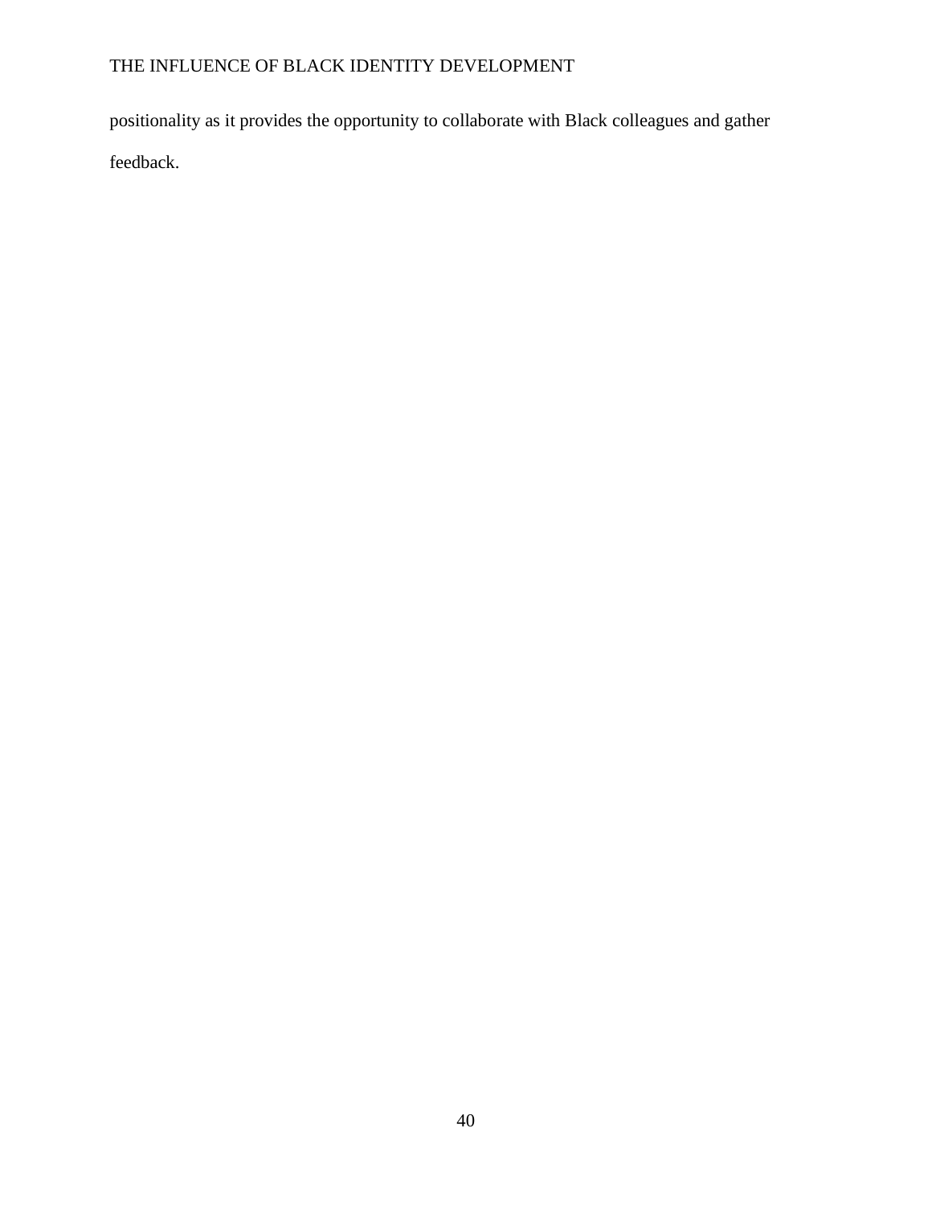positionality as it provides the opportunity to collaborate with Black colleagues and gather feedback.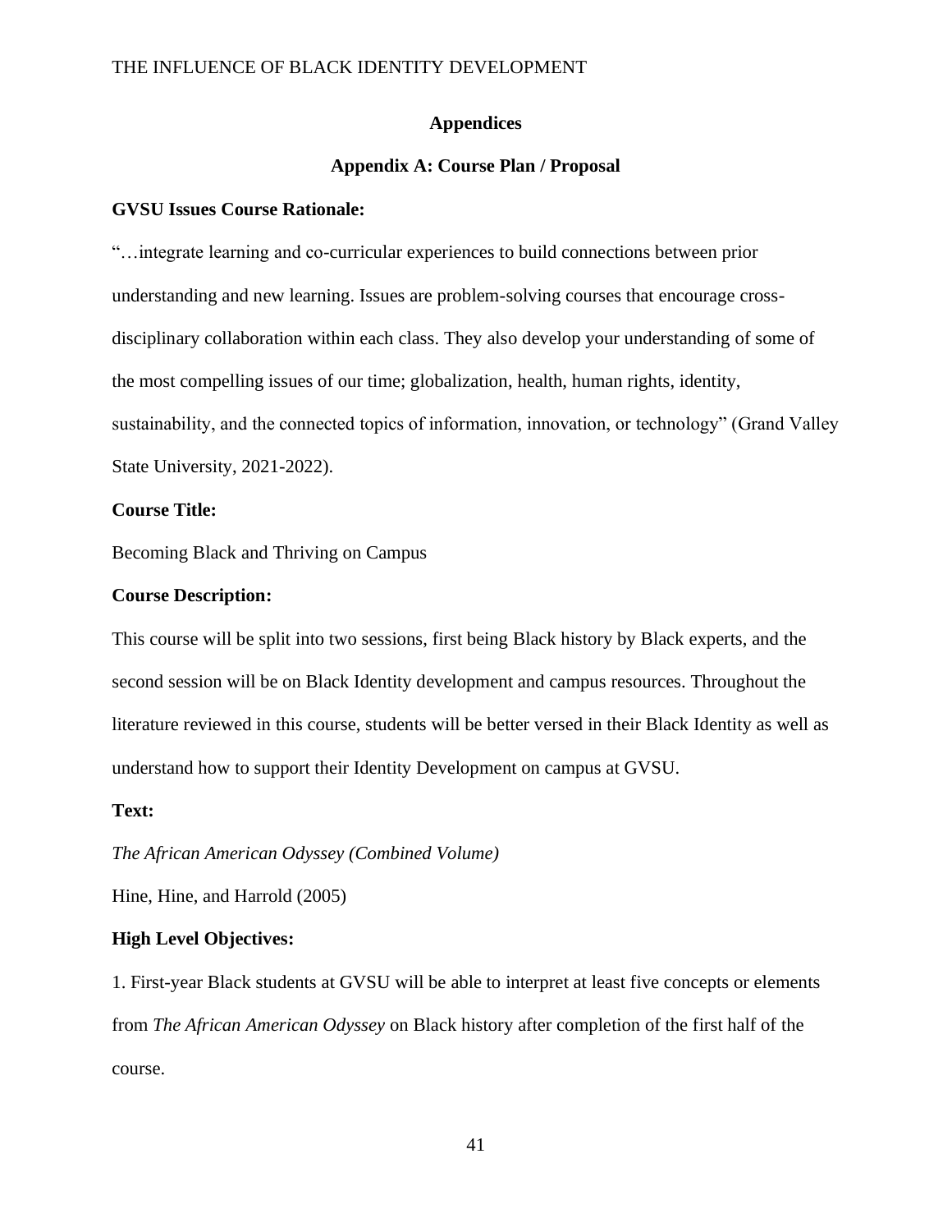## Appendices

### Appendix A: Course Plan / Proposal

**GVSU Issues Course Rationale:**

"…integrate learning and co-curricular experiences to build connections between prior understanding and new learning. Issues are problem-solving courses that encourage cross-disciplinary collaboration within each class. They also develop your understanding of some of the most compelling issues of our time; globalization, health, human rights, identity, sustainability, and the connected topics of information, innovation, or technology" (Grand Valley State University, 2021-2022).

**Course Title:**

Becoming Black and Thriving on Campus

**Course Description:**

This course will be split into two sessions, first being Black history by Black experts, and the second session will be on Black Identity development and campus resources. Throughout the literature reviewed in this course, students will be better versed in their Black Identity as well as understand how to support their Identity Development on campus at GVSU.

**Text:**

*The African American Odyssey (Combined Volume)*

Hine, Hine, and Harrold (2005)

**High Level Objectives:**

1. First-year Black students at GVSU will be able to interpret at least five concepts or elements from *The African American Odyssey* on Black history after completion of the first half of the course.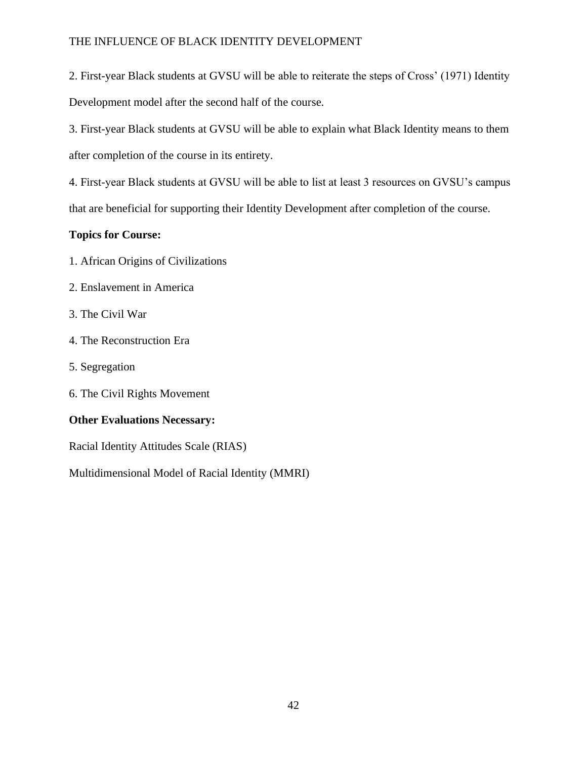2. First-year Black students at GVSU will be able to reiterate the steps of Cross' (1971) Identity Development model after the second half of the course.

3. First-year Black students at GVSU will be able to explain what Black Identity means to them after completion of the course in its entirety.

4. First-year Black students at GVSU will be able to list at least 3 resources on GVSU's campus that are beneficial for supporting their Identity Development after completion of the course.

**Topics for Course:**

1. African Origins of Civilizations
2. Enslavement in America
3. The Civil War
4. The Reconstruction Era
5. Segregation
6. The Civil Rights Movement

**Other Evaluations Necessary:**

Racial Identity Attitudes Scale (RIAS)

Multidimensional Model of Racial Identity (MMRI)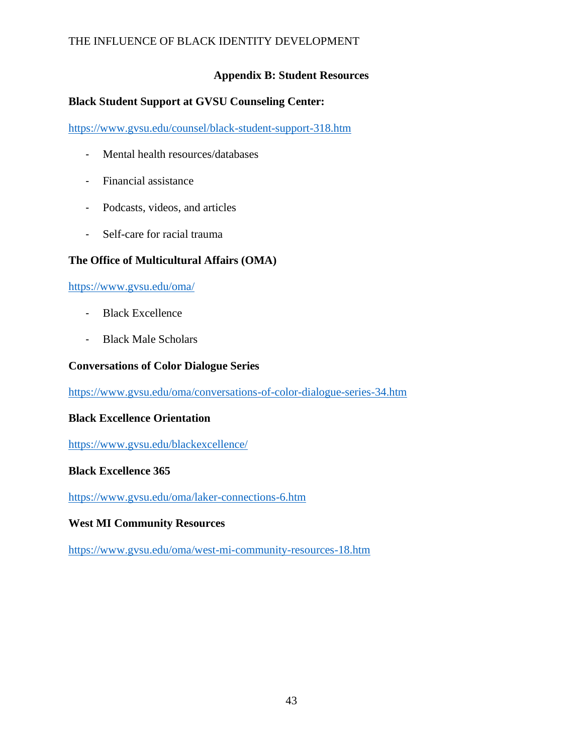## Appendix B: Student Resources

**Black Student Support at GVSU Counseling Center:**

https://www.gvsu.edu/counsel/black-student-support-318.htm

- Mental health resources/databases
- Financial assistance
- Podcasts, videos, and articles
- Self-care for racial trauma

**The Office of Multicultural Affairs (OMA)**

https://www.gvsu.edu/oma/

- Black Excellence
- Black Male Scholars

**Conversations of Color Dialogue Series**

https://www.gvsu.edu/oma/conversations-of-color-dialogue-series-34.htm

**Black Excellence Orientation**

https://www.gvsu.edu/blackexcellence/

**Black Excellence 365**

https://www.gvsu.edu/oma/laker-connections-6.htm

**West MI Community Resources**

https://www.gvsu.edu/oma/west-mi-community-resources-18.htm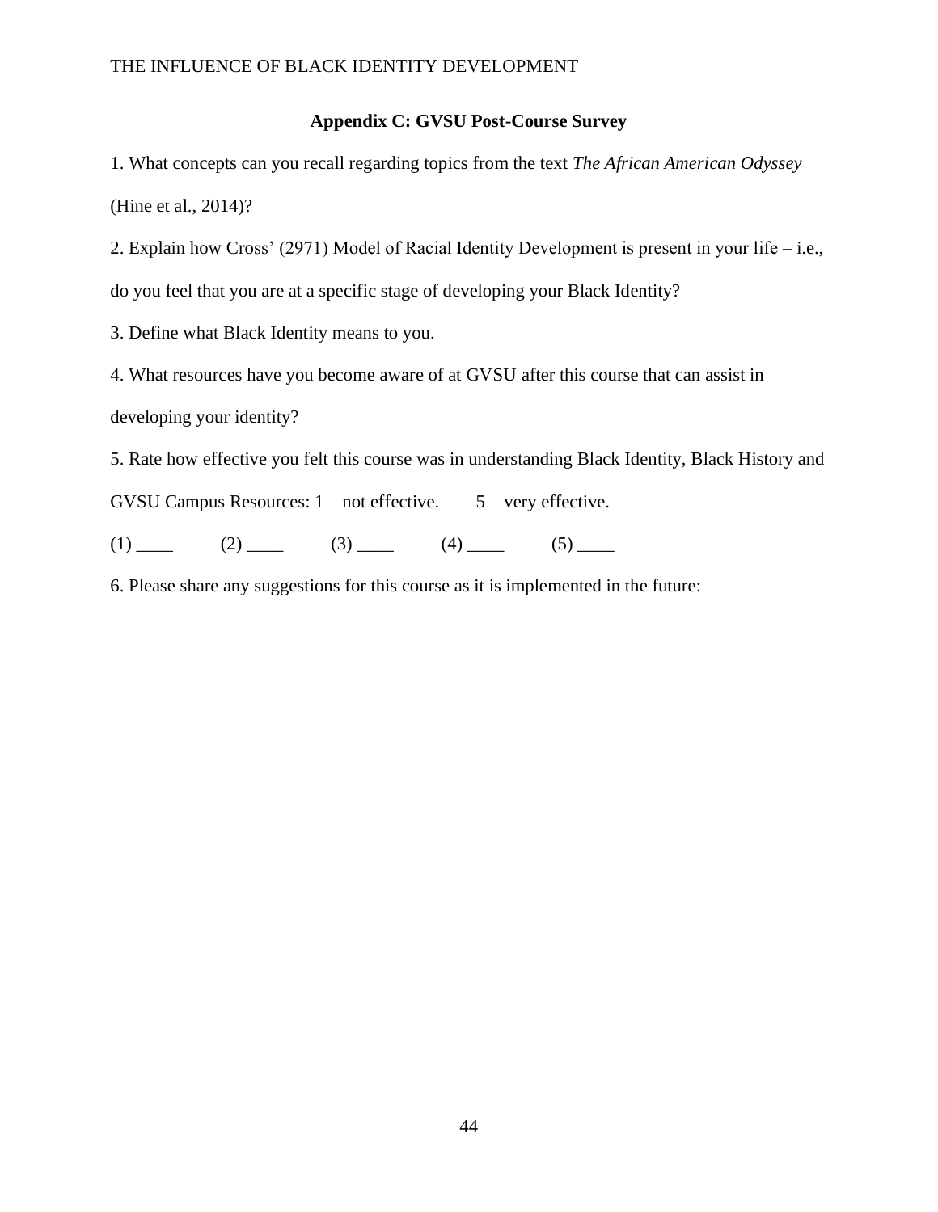## Appendix C: GVSU Post-Course Survey

1. What concepts can you recall regarding topics from the text *The African American Odyssey* (Hine et al., 2014)?

2. Explain how Cross' (2971) Model of Racial Identity Development is present in your life – i.e., do you feel that you are at a specific stage of developing your Black Identity?

3. Define what Black Identity means to you.

4. What resources have you become aware of at GVSU after this course that can assist in developing your identity?

5. Rate how effective you felt this course was in understanding Black Identity, Black History and GVSU Campus Resources: 1 – not effective. 5 – very effective.

(1) ____ (2) ____ (3) ____ (4) ____ (5) ____

6. Please share any suggestions for this course as it is implemented in the future: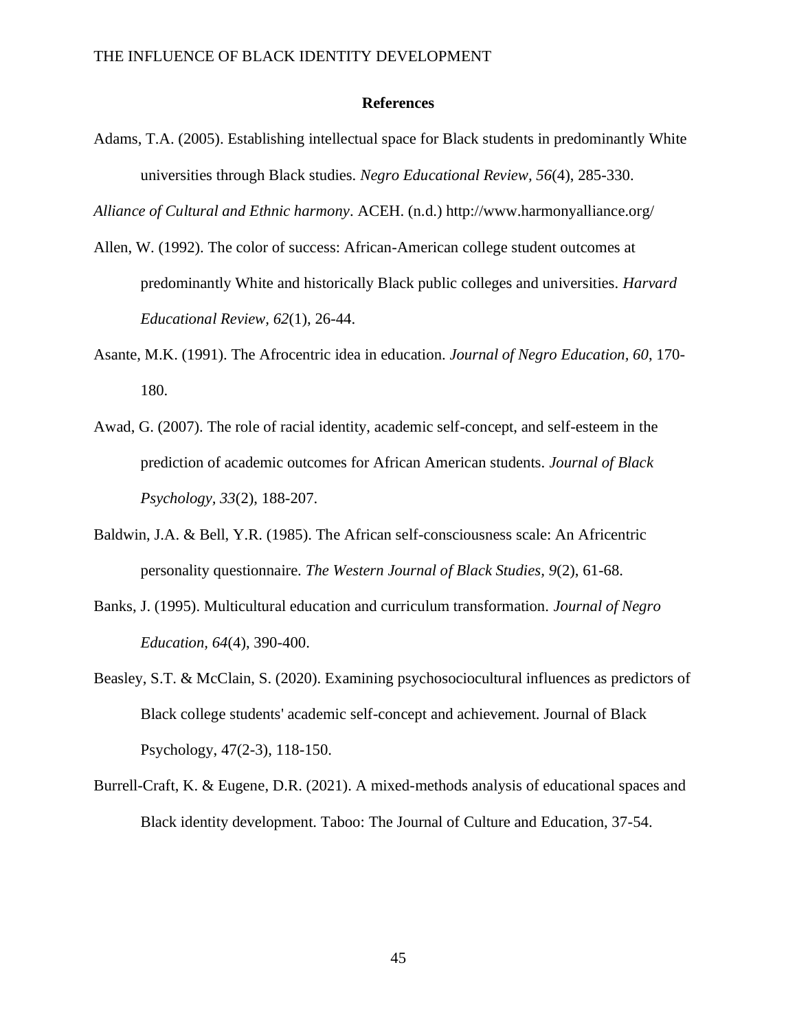**References**

Adams, T.A. (2005). Establishing intellectual space for Black students in predominantly White universities through Black studies. *Negro Educational Review*, *56*(4), 285-330.

*Alliance of Cultural and Ethnic harmony*. ACEH. (n.d.) http://www.harmonyalliance.org/

Allen, W. (1992). The color of success: African-American college student outcomes at predominantly White and historically Black public colleges and universities. *Harvard Educational Review, 62*(1), 26-44.

Asante, M.K. (1991). The Afrocentric idea in education. *Journal of Negro Education, 60*, 170-180.

Awad, G. (2007). The role of racial identity, academic self-concept, and self-esteem in the prediction of academic outcomes for African American students. *Journal of Black Psychology, 33*(2), 188-207.

Baldwin, J.A. & Bell, Y.R. (1985). The African self-consciousness scale: An Africentric personality questionnaire. *The Western Journal of Black Studies, 9*(2), 61-68.

Banks, J. (1995). Multicultural education and curriculum transformation. *Journal of Negro Education, 64*(4), 390-400.

Beasley, S.T. & McClain, S. (2020). Examining psychosociocultural influences as predictors of Black college students' academic self-concept and achievement. Journal of Black Psychology, 47(2-3), 118-150.

Burrell-Craft, K. & Eugene, D.R. (2021). A mixed-methods analysis of educational spaces and Black identity development. Taboo: The Journal of Culture and Education, 37-54.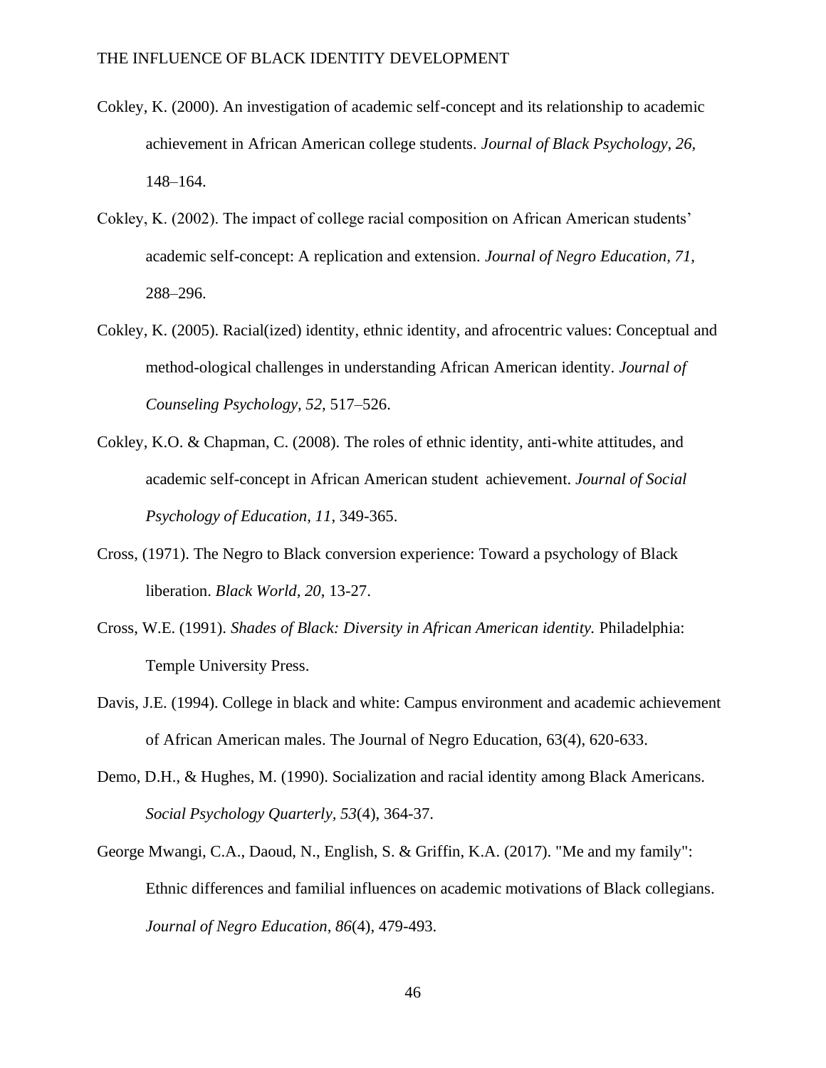Cokley, K. (2000). An investigation of academic self-concept and its relationship to academic achievement in African American college students. *Journal of Black Psychology*, *26,* 148–164.

Cokley, K. (2002). The impact of college racial composition on African American students' academic self-concept: A replication and extension. *Journal of Negro Education*, *71,* 288–296.

Cokley, K. (2005). Racial(ized) identity, ethnic identity, and afrocentric values: Conceptual and method-ological challenges in understanding African American identity. *Journal of Counseling Psychology*, *52,* 517–526.

Cokley, K.O. & Chapman, C. (2008). The roles of ethnic identity, anti-white attitudes, and academic self-concept in African American student achievement. *Journal of Social Psychology of Education, 11*, 349-365.

Cross, (1971). The Negro to Black conversion experience: Toward a psychology of Black liberation. *Black World, 20*, 13-27.

Cross, W.E. (1991). *Shades of Black: Diversity in African American identity.* Philadelphia: Temple University Press.

Davis, J.E. (1994). College in black and white: Campus environment and academic achievement of African American males. The Journal of Negro Education, 63(4), 620-633.

Demo, D.H., & Hughes, M. (1990). Socialization and racial identity among Black Americans. *Social Psychology Quarterly, 53*(4), 364-37.

George Mwangi, C.A., Daoud, N., English, S. & Griffin, K.A. (2017). "Me and my family": Ethnic differences and familial influences on academic motivations of Black collegians. *Journal of Negro Education, 86*(4), 479-493.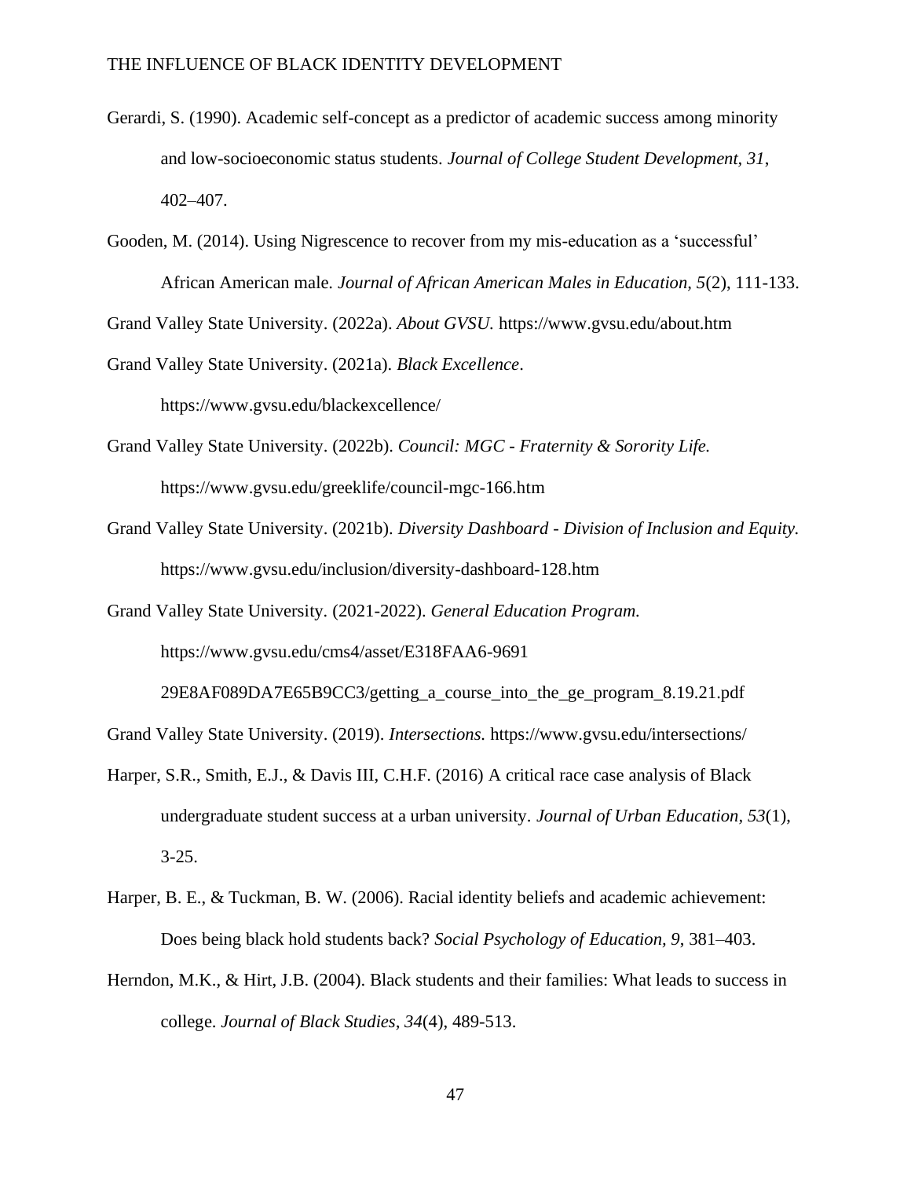Gerardi, S. (1990). Academic self-concept as a predictor of academic success among minority and low-socioeconomic status students. *Journal of College Student Development, 31*, 402–407.

Gooden, M. (2014). Using Nigrescence to recover from my mis-education as a 'successful' African American male. *Journal of African American Males in Education, 5*(2), 111-133.

Grand Valley State University. (2022a). *About GVSU.* https://www.gvsu.edu/about.htm

Grand Valley State University. (2021a). *Black Excellence*. https://www.gvsu.edu/blackexcellence/

Grand Valley State University. (2022b). *Council: MGC - Fraternity & Sorority Life.* https://www.gvsu.edu/greeklife/council-mgc-166.htm

Grand Valley State University. (2021b). *Diversity Dashboard - Division of Inclusion and Equity.* https://www.gvsu.edu/inclusion/diversity-dashboard-128.htm

Grand Valley State University. (2021-2022). *General Education Program.* https://www.gvsu.edu/cms4/asset/E318FAA6-9691 29E8AF089DA7E65B9CC3/getting_a_course_into_the_ge_program_8.19.21.pdf

Grand Valley State University. (2019). *Intersections.* https://www.gvsu.edu/intersections/

Harper, S.R., Smith, E.J., & Davis III, C.H.F. (2016) A critical race case analysis of Black undergraduate student success at a urban university. *Journal of Urban Education*, *53*(1), 3-25.

Harper, B. E., & Tuckman, B. W. (2006). Racial identity beliefs and academic achievement: Does being black hold students back? *Social Psychology of Education, 9*, 381–403.

Herndon, M.K., & Hirt, J.B. (2004). Black students and their families: What leads to success in college. *Journal of Black Studies, 34*(4), 489-513.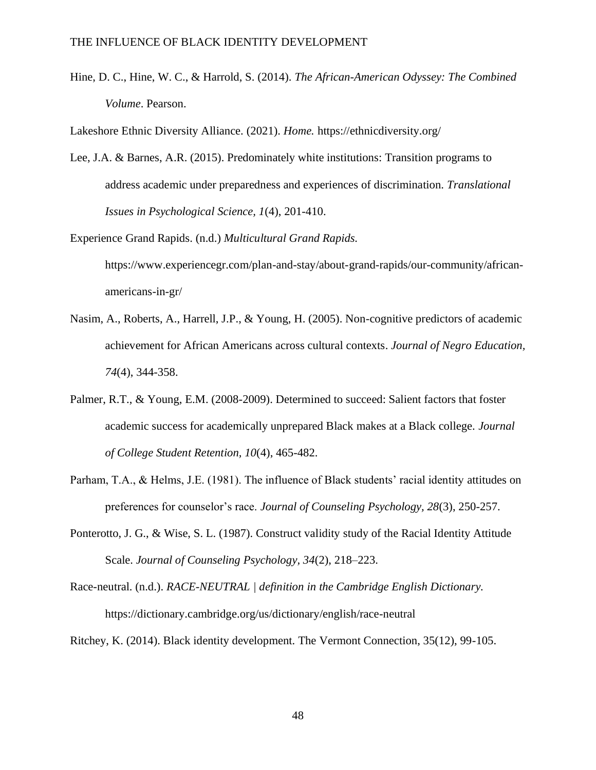Hine, D. C., Hine, W. C., & Harrold, S. (2014). *The African-American Odyssey: The Combined Volume*. Pearson.

Lakeshore Ethnic Diversity Alliance. (2021). *Home.* https://ethnicdiversity.org/

Lee, J.A. & Barnes, A.R. (2015). Predominately white institutions: Transition programs to address academic under preparedness and experiences of discrimination. *Translational Issues in Psychological Science, 1*(4), 201-410.

Experience Grand Rapids. (n.d.) *Multicultural Grand Rapids.* https://www.experiencegr.com/plan-and-stay/about-grand-rapids/our-community/african-americans-in-gr/

Nasim, A., Roberts, A., Harrell, J.P., & Young, H. (2005). Non-cognitive predictors of academic achievement for African Americans across cultural contexts. *Journal of Negro Education, 74*(4), 344-358.

Palmer, R.T., & Young, E.M. (2008-2009). Determined to succeed: Salient factors that foster academic success for academically unprepared Black makes at a Black college. *Journal of College Student Retention, 10*(4), 465-482.

Parham, T.A., & Helms, J.E. (1981). The influence of Black students' racial identity attitudes on preferences for counselor's race. *Journal of Counseling Psychology, 28*(3), 250-257.

Ponterotto, J. G., & Wise, S. L. (1987). Construct validity study of the Racial Identity Attitude Scale. *Journal of Counseling Psychology, 34*(2), 218–223.

Race-neutral. (n.d.). *RACE-NEUTRAL | definition in the Cambridge English Dictionary.* https://dictionary.cambridge.org/us/dictionary/english/race-neutral

Ritchey, K. (2014). Black identity development. The Vermont Connection, 35(12), 99-105.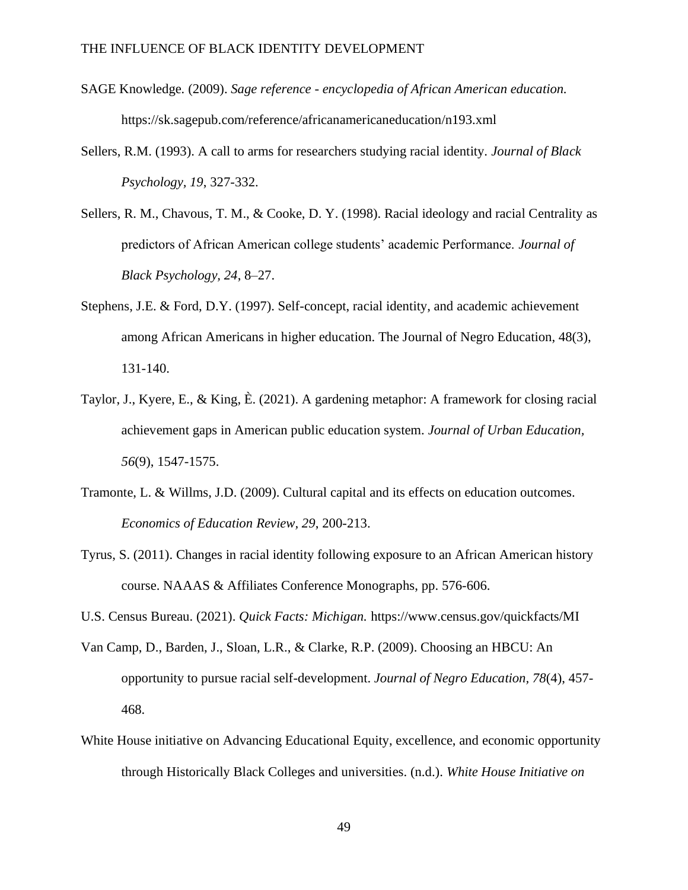SAGE Knowledge. (2009). *Sage reference - encyclopedia of African American education.* https://sk.sagepub.com/reference/africanamericaneducation/n193.xml

Sellers, R.M. (1993). A call to arms for researchers studying racial identity. *Journal of Black Psychology*, *19*, 327-332.

Sellers, R. M., Chavous, T. M., & Cooke, D. Y. (1998). Racial ideology and racial Centrality as predictors of African American college students' academic Performance. *Journal of Black Psychology, 24*, 8–27.

Stephens, J.E. & Ford, D.Y. (1997). Self-concept, racial identity, and academic achievement among African Americans in higher education. The Journal of Negro Education, 48(3), 131-140.

Taylor, J., Kyere, E., & King, È. (2021). A gardening metaphor: A framework for closing racial achievement gaps in American public education system. *Journal of Urban Education*, *56*(9), 1547-1575.

Tramonte, L. & Willms, J.D. (2009). Cultural capital and its effects on education outcomes. *Economics of Education Review*, *29*, 200-213.

Tyrus, S. (2011). Changes in racial identity following exposure to an African American history course. NAAAS & Affiliates Conference Monographs, pp. 576-606.

U.S. Census Bureau. (2021). *Quick Facts: Michigan.* https://www.census.gov/quickfacts/MI

Van Camp, D., Barden, J., Sloan, L.R., & Clarke, R.P. (2009). Choosing an HBCU: An opportunity to pursue racial self-development. *Journal of Negro Education*, *78*(4), 457-468.

White House initiative on Advancing Educational Equity, excellence, and economic opportunity through Historically Black Colleges and universities. (n.d.). *White House Initiative on*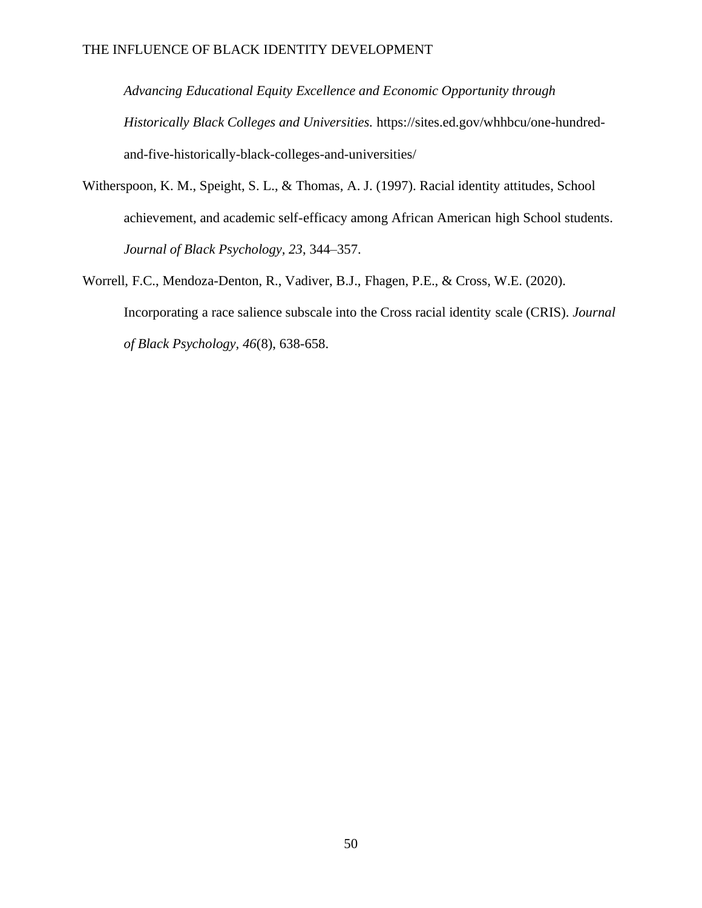*Advancing Educational Equity Excellence and Economic Opportunity through Historically Black Colleges and Universities.* https://sites.ed.gov/whhbcu/one-hundred-and-five-historically-black-colleges-and-universities/

Witherspoon, K. M., Speight, S. L., & Thomas, A. J. (1997). Racial identity attitudes, School achievement, and academic self-efficacy among African American high School students. *Journal of Black Psychology, 23*, 344–357.

Worrell, F.C., Mendoza-Denton, R., Vadiver, B.J., Fhagen, P.E., & Cross, W.E. (2020). Incorporating a race salience subscale into the Cross racial identity scale (CRIS). *Journal of Black Psychology, 46*(8), 638-658.